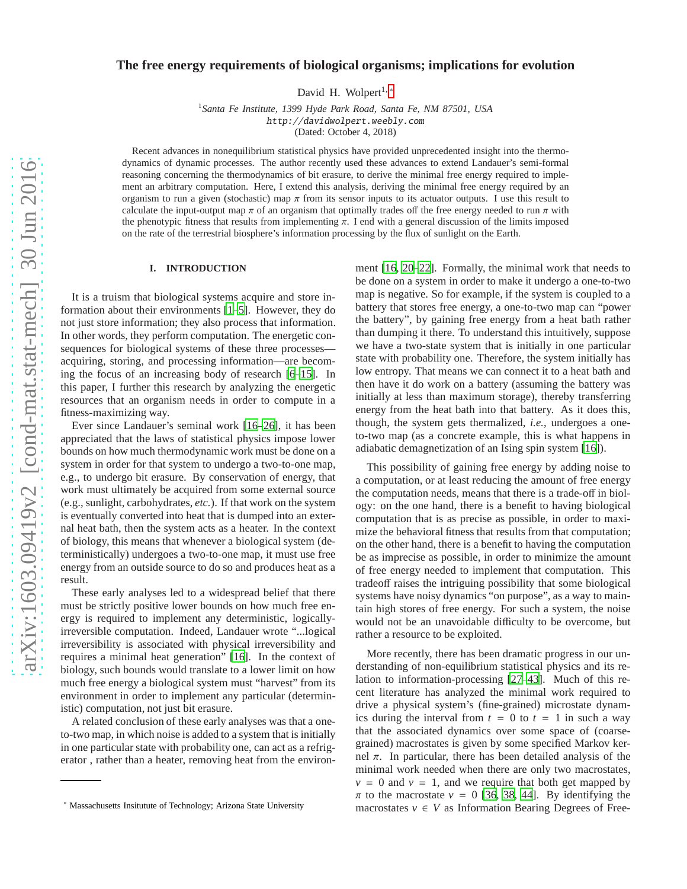# The free energy requirements of biological organisms; implications for evolution

David H. Wolpert[1,*]

[1]*Santa Fe Institute, 1399 Hyde Park Road, Santa Fe, NM 87501, USA*
http://davidwolpert.weebly.com
(Dated: October 4, 2018)

Recent advances in nonequilibrium statistical physics have provided unprecedented insight into the thermodynamics of dynamic processes. The author recently used these advances to extend Landauer's semi-formal reasoning concerning the thermodynamics of bit erasure, to derive the minimal free energy required to implement an arbitrary computation. Here, I extend this analysis, deriving the minimal free energy required by an organism to run a given (stochastic) map $\pi$ from its sensor inputs to its actuator outputs. I use this result to calculate the input-output map $\pi$ of an organism that optimally trades off the free energy needed to run $\pi$ with the phenotypic fitness that results from implementing $\pi$. I end with a general discussion of the limits imposed on the rate of the terrestrial biosphere's information processing by the flux of sunlight on the Earth.

## I. INTRODUCTION

It is a truism that biological systems acquire and store information about their environments [1–5]. However, they do not just store information; they also process that information. In other words, they perform computation. The energetic consequences for biological systems of these three processes—acquiring, storing, and processing information—are becoming the focus of an increasing body of research [6–15]. In this paper, I further this research by analyzing the energetic resources that an organism needs in order to compute in a fitness-maximizing way.

Ever since Landauer's seminal work [16–26], it has been appreciated that the laws of statistical physics impose lower bounds on how much thermodynamic work must be done on a system in order for that system to undergo a two-to-one map, e.g., to undergo bit erasure. By conservation of energy, that work must ultimately be acquired from some external source (e.g., sunlight, carbohydrates, *etc.*). If that work on the system is eventually converted into heat that is dumped into an external heat bath, then the system acts as a heater. In the context of biology, this means that whenever a biological system (deterministically) undergoes a two-to-one map, it must use free energy from an outside source to do so and produces heat as a result.

These early analyses led to a widespread belief that there must be strictly positive lower bounds on how much free energy is required to implement any deterministic, logically-irreversible computation. Indeed, Landauer wrote "...logical irreversibility is associated with physical irreversibility and requires a minimal heat generation" [16]. In the context of biology, such bounds would translate to a lower limit on how much free energy a biological system must "harvest" from its environment in order to implement any particular (deterministic) computation, not just bit erasure.

A related conclusion of these early analyses was that a one-to-two map, in which noise is added to a system that is initially in one particular state with probability one, can act as a refrigerator , rather than a heater, removing heat from the environment [16, 20–22]. Formally, the minimal work that needs to be done on a system in order to make it undergo a one-to-two map is negative. So for example, if the system is coupled to a battery that stores free energy, a one-to-two map can "power the battery", by gaining free energy from a heat bath rather than dumping it there. To understand this intuitively, suppose we have a two-state system that is initially in one particular state with probability one. Therefore, the system initially has low entropy. That means we can connect it to a heat bath and then have it do work on a battery (assuming the battery was initially at less than maximum storage), thereby transferring energy from the heat bath into that battery. As it does this, though, the system gets thermalized, *i.e.*, undergoes a one-to-two map (as a concrete example, this is what happens in adiabatic demagnetization of an Ising spin system [16]).

This possibility of gaining free energy by adding noise to a computation, or at least reducing the amount of free energy the computation needs, means that there is a trade-off in biology: on the one hand, there is a benefit to having biological computation that is as precise as possible, in order to maximize the behavioral fitness that results from that computation; on the other hand, there is a benefit to having the computation be as imprecise as possible, in order to minimize the amount of free energy needed to implement that computation. This tradeoff raises the intriguing possibility that some biological systems have noisy dynamics "on purpose", as a way to maintain high stores of free energy. For such a system, the noise would not be an unavoidable difficulty to be overcome, but rather a resource to be exploited.

More recently, there has been dramatic progress in our understanding of non-equilibrium statistical physics and its relation to information-processing [27–43]. Much of this recent literature has analyzed the minimal work required to drive a physical system's (fine-grained) microstate dynamics during the interval from $t = 0$ to $t = 1$ in such a way that the associated dynamics over some space of (coarse-grained) macrostates is given by some specified Markov kernel $\pi$. In particular, there has been detailed analysis of the minimal work needed when there are only two macrostates, $v = 0$ and $v = 1$, and we require that both get mapped by $\pi$ to the macrostate $v = 0$ [36, 38, 44]. By identifying the macrostates $v \in V$ as Information Bearing Degrees of Free-

* Massachusetts Insitutute of Technology; Arizona State University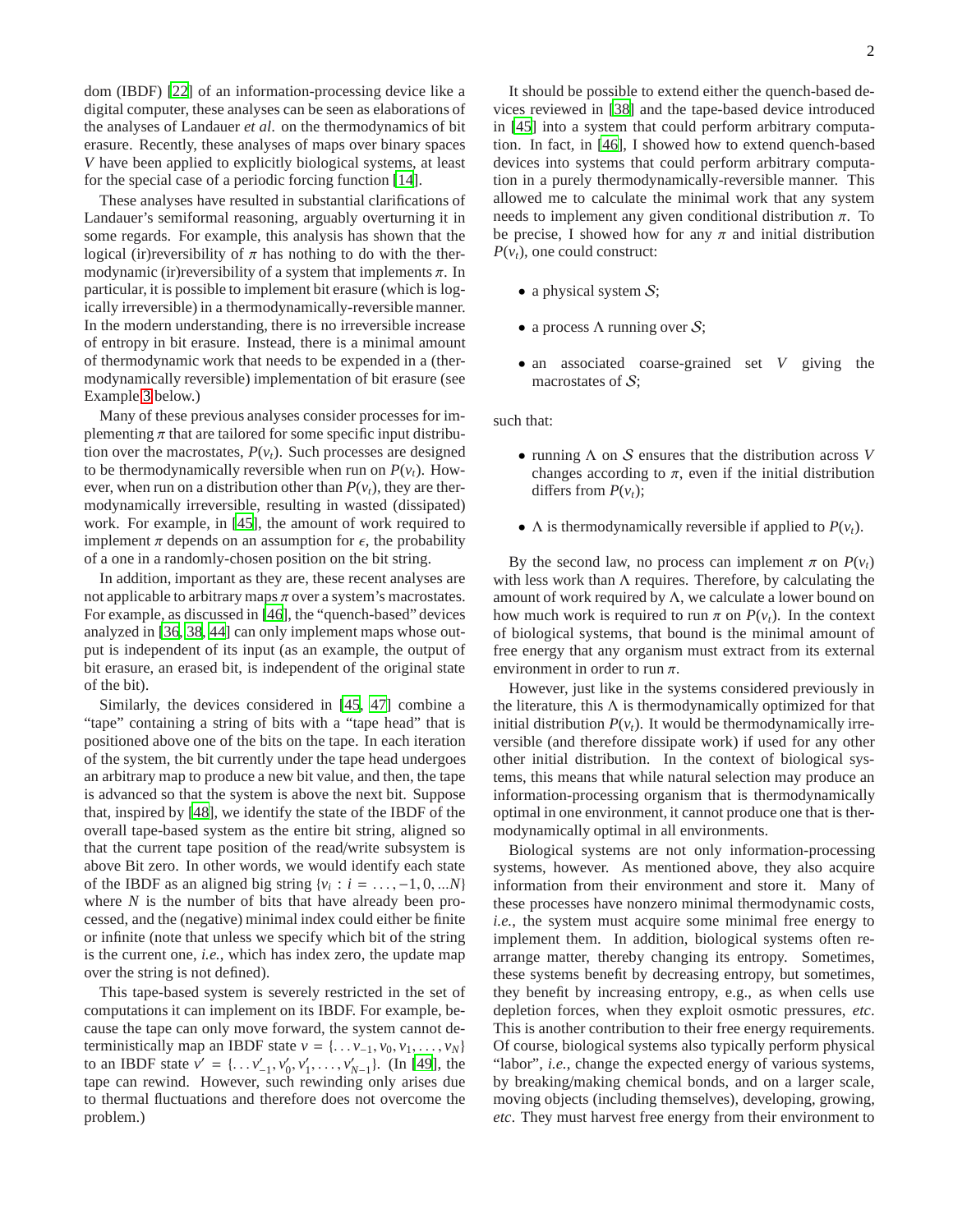dom (IBDF) [22] of an information-processing device like a digital computer, these analyses can be seen as elaborations of the analyses of Landauer *et al*. on the thermodynamics of bit erasure. Recently, these analyses of maps over binary spaces $V$ have been applied to explicitly biological systems, at least for the special case of a periodic forcing function [14].

These analyses have resulted in substantial clarifications of Landauer's semiformal reasoning, arguably overturning it in some regards. For example, this analysis has shown that the logical (ir)reversibility of $\pi$ has nothing to do with the thermodynamic (ir)reversibility of a system that implements $\pi$. In particular, it is possible to implement bit erasure (which is logically irreversible) in a thermodynamically-reversible manner. In the modern understanding, there is no irreversible increase of entropy in bit erasure. Instead, there is a minimal amount of thermodynamic work that needs to be expended in a (thermodynamically reversible) implementation of bit erasure (see Example 3 below.)

Many of these previous analyses consider processes for implementing $\pi$ that are tailored for some specific input distribution over the macrostates, $P(v_t)$. Such processes are designed to be thermodynamically reversible when run on $P(v_t)$. However, when run on a distribution other than $P(v_t)$, they are thermodynamically irreversible, resulting in wasted (dissipated) work. For example, in [45], the amount of work required to implement $\pi$ depends on an assumption for $\epsilon$, the probability of a one in a randomly-chosen position on the bit string.

In addition, important as they are, these recent analyses are not applicable to arbitrary maps $\pi$ over a system's macrostates. For example, as discussed in [46], the "quench-based" devices analyzed in [36, 38, 44] can only implement maps whose output is independent of its input (as an example, the output of bit erasure, an erased bit, is independent of the original state of the bit).

Similarly, the devices considered in [45, 47] combine a "tape" containing a string of bits with a "tape head" that is positioned above one of the bits on the tape. In each iteration of the system, the bit currently under the tape head undergoes an arbitrary map to produce a new bit value, and then, the tape is advanced so that the system is above the next bit. Suppose that, inspired by [48], we identify the state of the IBDF of the overall tape-based system as the entire bit string, aligned so that the current tape position of the read/write subsystem is above Bit zero. In other words, we would identify each state of the IBDF as an aligned big string $\{v_i : i = \ldots, -1, 0, \ldots N\}$ where $N$ is the number of bits that have already been processed, and the (negative) minimal index could either be finite or infinite (note that unless we specify which bit of the string is the current one, *i.e.*, which has index zero, the update map over the string is not defined).

This tape-based system is severely restricted in the set of computations it can implement on its IBDF. For example, because the tape can only move forward, the system cannot deterministically map an IBDF state $v = \{\ldots v_{-1}, v_0, v_1, \ldots, v_N\}$ to an IBDF state $v' = \{\ldots v'_{-1}, v'_0, v'_1, \ldots, v'_{N-1}\}$. (In [49], the tape can rewind. However, such rewinding only arises due to thermal fluctuations and therefore does not overcome the problem.)

It should be possible to extend either the quench-based devices reviewed in [38] and the tape-based device introduced in [45] into a system that could perform arbitrary computation. In fact, in [46], I showed how to extend quench-based devices into systems that could perform arbitrary computation in a purely thermodynamically-reversible manner. This allowed me to calculate the minimal work that any system needs to implement any given conditional distribution $\pi$. To be precise, I showed how for any $\pi$ and initial distribution $P(v_t)$, one could construct:

- a physical system $\mathcal{S}$;
- a process $\Lambda$ running over $\mathcal{S}$;
- an associated coarse-grained set $V$ giving the macrostates of $\mathcal{S}$;

such that:

- running $\Lambda$ on $\mathcal{S}$ ensures that the distribution across $V$ changes according to $\pi$, even if the initial distribution differs from $P(v_t)$;
- $\Lambda$ is thermodynamically reversible if applied to $P(v_t)$.

By the second law, no process can implement $\pi$ on $P(v_t)$ with less work than $\Lambda$ requires. Therefore, by calculating the amount of work required by $\Lambda$, we calculate a lower bound on how much work is required to run $\pi$ on $P(v_t)$. In the context of biological systems, that bound is the minimal amount of free energy that any organism must extract from its external environment in order to run $\pi$.

However, just like in the systems considered previously in the literature, this $\Lambda$ is thermodynamically optimized for that initial distribution $P(v_t)$. It would be thermodynamically irreversible (and therefore dissipate work) if used for any other other initial distribution. In the context of biological systems, this means that while natural selection may produce an information-processing organism that is thermodynamically optimal in one environment, it cannot produce one that is thermodynamically optimal in all environments.

Biological systems are not only information-processing systems, however. As mentioned above, they also acquire information from their environment and store it. Many of these processes have nonzero minimal thermodynamic costs, *i.e.*, the system must acquire some minimal free energy to implement them. In addition, biological systems often rearrange matter, thereby changing its entropy. Sometimes, these systems benefit by decreasing entropy, but sometimes, they benefit by increasing entropy, e.g., as when cells use depletion forces, when they exploit osmotic pressures, *etc*. This is another contribution to their free energy requirements. Of course, biological systems also typically perform physical "labor", *i.e.*, change the expected energy of various systems, by breaking/making chemical bonds, and on a larger scale, moving objects (including themselves), developing, growing, *etc*. They must harvest free energy from their environment to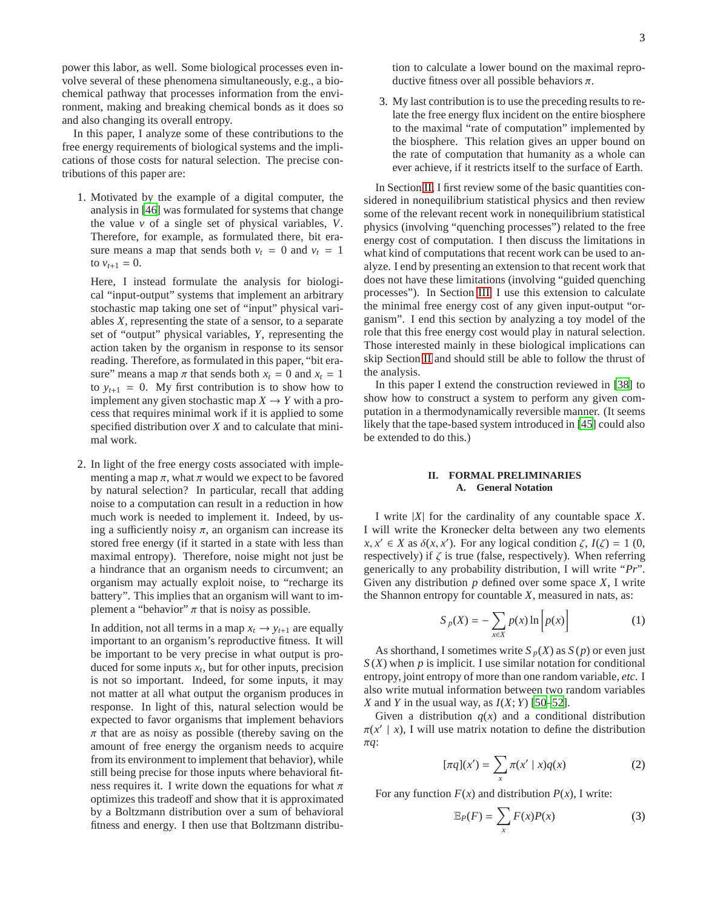power this labor, as well. Some biological processes even involve several of these phenomena simultaneously, e.g., a biochemical pathway that processes information from the environment, making and breaking chemical bonds as it does so and also changing its overall entropy.

In this paper, I analyze some of these contributions to the free energy requirements of biological systems and the implications of those costs for natural selection. The precise contributions of this paper are:

1. Motivated by the example of a digital computer, the analysis in [46] was formulated for systems that change the value $v$ of a single set of physical variables, $V$. Therefore, for example, as formulated there, bit erasure means a map that sends both $v_t = 0$ and $v_t = 1$ to $v_{t+1} = 0$.

   Here, I instead formulate the analysis for biological "input-output" systems that implement an arbitrary stochastic map taking one set of "input" physical variables $X$, representing the state of a sensor, to a separate set of "output" physical variables, $Y$, representing the action taken by the organism in response to its sensor reading. Therefore, as formulated in this paper, "bit erasure" means a map $\pi$ that sends both $x_t = 0$ and $x_t = 1$ to $y_{t+1} = 0$. My first contribution is to show how to implement any given stochastic map $X \rightarrow Y$ with a process that requires minimal work if it is applied to some specified distribution over $X$ and to calculate that minimal work.

2. In light of the free energy costs associated with implementing a map $\pi$, what $\pi$ would we expect to be favored by natural selection? In particular, recall that adding noise to a computation can result in a reduction in how much work is needed to implement it. Indeed, by using a sufficiently noisy $\pi$, an organism can increase its stored free energy (if it started in a state with less than maximal entropy). Therefore, noise might not just be a hindrance that an organism needs to circumvent; an organism may actually exploit noise, to "recharge its battery". This implies that an organism will want to implement a "behavior" $\pi$ that is noisy as possible.

   In addition, not all terms in a map $x_t \rightarrow y_{t+1}$ are equally important to an organism's reproductive fitness. It will be important to be very precise in what output is produced for some inputs $x_t$, but for other inputs, precision is not so important. Indeed, for some inputs, it may not matter at all what output the organism produces in response. In light of this, natural selection would be expected to favor organisms that implement behaviors $\pi$ that are as noisy as possible (thereby saving on the amount of free energy the organism needs to acquire from its environment to implement that behavior), while still being precise for those inputs where behavioral fitness requires it. I write down the equations for what $\pi$ optimizes this tradeoff and show that it is approximated by a Boltzmann distribution over a sum of behavioral fitness and energy. I then use that Boltzmann distribution to calculate a lower bound on the maximal reproductive fitness over all possible behaviors $\pi$.

3. My last contribution is to use the preceding results to relate the free energy flux incident on the entire biosphere to the maximal "rate of computation" implemented by the biosphere. This relation gives an upper bound on the rate of computation that humanity as a whole can ever achieve, if it restricts itself to the surface of Earth.

In Section II, I first review some of the basic quantities considered in nonequilibrium statistical physics and then review some of the relevant recent work in nonequilibrium statistical physics (involving "quenching processes") related to the free energy cost of computation. I then discuss the limitations in what kind of computations that recent work can be used to analyze. I end by presenting an extension to that recent work that does not have these limitations (involving "guided quenching processes"). In Section III, I use this extension to calculate the minimal free energy cost of any given input-output "organism". I end this section by analyzing a toy model of the role that this free energy cost would play in natural selection. Those interested mainly in these biological implications can skip Section II and should still be able to follow the thrust of the analysis.

In this paper I extend the construction reviewed in [38] to show how to construct a system to perform any given computation in a thermodynamically reversible manner. (It seems likely that the tape-based system introduced in [45] could also be extended to do this.)

## II. FORMAL PRELIMINARIES

### A. General Notation

I write $|X|$ for the cardinality of any countable space $X$. I will write the Kronecker delta between any two elements $x, x' \in X$ as $\delta(x, x')$. For any logical condition $\zeta$, $I(\zeta) = 1$ (0, respectively) if $\zeta$ is true (false, respectively). When referring generically to any probability distribution, I will write "*Pr*". Given any distribution $p$ defined over some space $X$, I write the Shannon entropy for countable $X$, measured in nats, as:

$$S_p(X) = -\sum_{x \in X} p(x) \ln\left[p(x)\right] \tag{1}$$

As shorthand, I sometimes write $S_p(X)$ as $S(p)$ or even just $S(X)$ when $p$ is implicit. I use similar notation for conditional entropy, joint entropy of more than one random variable, *etc.* I also write mutual information between two random variables $X$ and $Y$ in the usual way, as $I(X; Y)$ [50–52].

Given a distribution $q(x)$ and a conditional distribution $\pi(x' \mid x)$, I will use matrix notation to define the distribution $\pi q$:

$$[\pi q](x') = \sum_x \pi(x' \mid x) q(x) \tag{2}$$

For any function $F(x)$ and distribution $P(x)$, I write:

$$\mathbb{E}_P(F) = \sum_x F(x) P(x) \tag{3}$$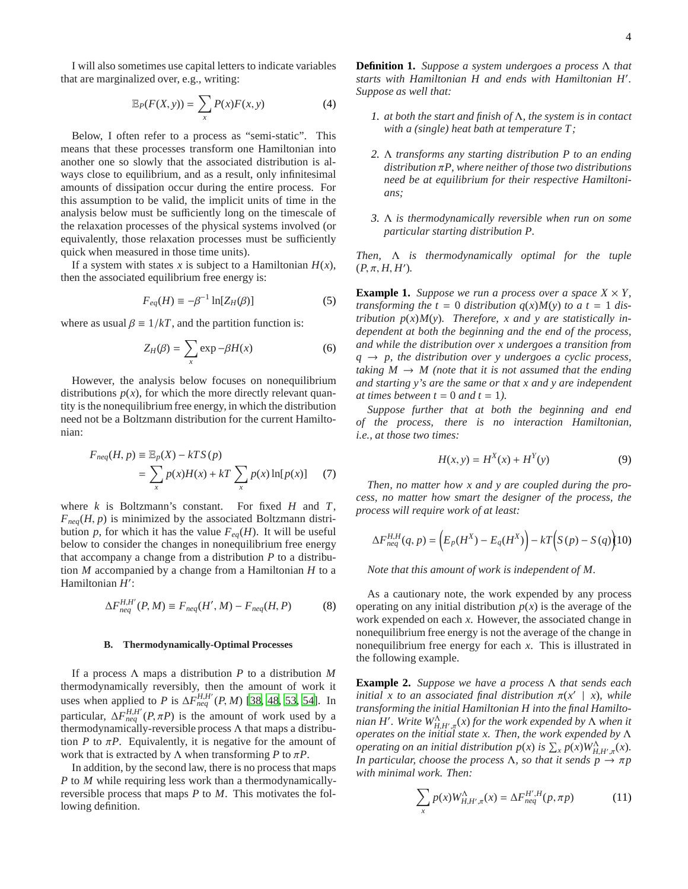I will also sometimes use capital letters to indicate variables that are marginalized over, e.g., writing:

$$\mathbb{E}_P(F(X,y)) = \sum_x P(x)F(x,y) \tag{4}$$

Below, I often refer to a process as "semi-static". This means that these processes transform one Hamiltonian into another one so slowly that the associated distribution is always close to equilibrium, and as a result, only infinitesimal amounts of dissipation occur during the entire process. For this assumption to be valid, the implicit units of time in the analysis below must be sufficiently long on the timescale of the relaxation processes of the physical systems involved (or equivalently, those relaxation processes must be sufficiently quick when measured in those time units).

If a system with states $x$ is subject to a Hamiltonian $H(x)$, then the associated equilibrium free energy is:

$$F_{eq}(H) \equiv -\beta^{-1} \ln[Z_H(\beta)] \tag{5}$$

where as usual $\beta \equiv 1/kT$, and the partition function is:

$$Z_H(\beta) = \sum_x \exp -\beta H(x) \tag{6}$$

However, the analysis below focuses on nonequilibrium distributions $p(x)$, for which the more directly relevant quantity is the nonequilibrium free energy, in which the distribution need not be a Boltzmann distribution for the current Hamiltonian:

$$\begin{aligned} F_{neq}(H, p) &\equiv \mathbb{E}_p(X) - kTS(p) \\ &= \sum_x p(x)H(x) + kT \sum_x p(x) \ln[p(x)] \end{aligned} \tag{7}$$

where $k$ is Boltzmann's constant. For fixed $H$ and $T$, $F_{neq}(H, p)$ is minimized by the associated Boltzmann distribution $p$, for which it has the value $F_{eq}(H)$. It will be useful below to consider the changes in nonequilibrium free energy that accompany a change from a distribution $P$ to a distribution $M$ accompanied by a change from a Hamiltonian $H$ to a Hamiltonian $H'$:

$$\Delta F^{H,H'}_{neq}(P, M) \equiv F_{neq}(H', M) - F_{neq}(H, P) \tag{8}$$

### B. Thermodynamically-Optimal Processes

If a process $\Lambda$ maps a distribution $P$ to a distribution $M$ thermodynamically reversibly, then the amount of work it uses when applied to $P$ is $\Delta F^{H,H'}_{neq}(P, M)$ [38, 48, 53, 54]. In particular, $\Delta F^{H,H'}_{neq}(P, \pi P)$ is the amount of work used by a thermodynamically-reversible process $\Lambda$ that maps a distribution $P$ to $\pi P$. Equivalently, it is negative for the amount of work that is extracted by $\Lambda$ when transforming $P$ to $\pi P$.

In addition, by the second law, there is no process that maps $P$ to $M$ while requiring less work than a thermodynamically-reversible process that maps $P$ to $M$. This motivates the following definition.

**Definition 1.** *Suppose a system undergoes a process $\Lambda$ that starts with Hamiltonian $H$ and ends with Hamiltonian $H'$. Suppose as well that:*

1. *at both the start and finish of $\Lambda$, the system is in contact with a (single) heat bath at temperature $T$;*
2. *$\Lambda$ transforms any starting distribution $P$ to an ending distribution $\pi P$, where neither of those two distributions need be at equilibrium for their respective Hamiltonians;*
3. *$\Lambda$ is thermodynamically reversible when run on some particular starting distribution $P$.*

*Then, $\Lambda$ is thermodynamically optimal for the tuple $(P, \pi, H, H')$.*

**Example 1.** *Suppose we run a process over a space $X \times Y$, transforming the $t = 0$ distribution $q(x)M(y)$ to a $t = 1$ distribution $p(x)M(y)$. Therefore, $x$ and $y$ are statistically independent at both the beginning and the end of the process, and while the distribution over $x$ undergoes a transition from $q \to p$, the distribution over $y$ undergoes a cyclic process, taking $M \to M$ (note that it is not assumed that the ending and starting $y$'s are the same or that $x$ and $y$ are independent at times between $t = 0$ and $t = 1$).*

*Suppose further that at both the beginning and end of the process, there is no interaction Hamiltonian, i.e., at those two times:*

$$H(x, y) = H^X(x) + H^Y(y) \tag{9}$$

*Then, no matter how $x$ and $y$ are coupled during the process, no matter how smart the designer of the process, the process will require work of at least:*

$$\Delta F^{H,H}_{neq}(q, p) = \Big(E_p(H^X) - E_q(H^X)\Big) - kT\Big(S(p) - S(q)\Big) \tag{10}$$

*Note that this amount of work is independent of $M$.*

As a cautionary note, the work expended by any process operating on any initial distribution $p(x)$ is the average of the work expended on each $x$. However, the associated change in nonequilibrium free energy is not the average of the change in nonequilibrium free energy for each $x$. This is illustrated in the following example.

**Example 2.** *Suppose we have a process $\Lambda$ that sends each initial $x$ to an associated final distribution $\pi(x' \mid x)$, while transforming the initial Hamiltonian $H$ into the final Hamiltonian $H'$. Write $W^{\Lambda}_{H,H',\pi}(x)$ for the work expended by $\Lambda$ when it operates on the initial state $x$. Then, the work expended by $\Lambda$ operating on an initial distribution $p(x)$ is $\sum_x p(x) W^{\Lambda}_{H,H',\pi}(x)$. In particular, choose the process $\Lambda$, so that it sends $p \to \pi p$ with minimal work. Then:*

$$\sum_x p(x) W^{\Lambda}_{H,H',\pi}(x) = \Delta F^{H',H}_{neq}(p, \pi p) \tag{11}$$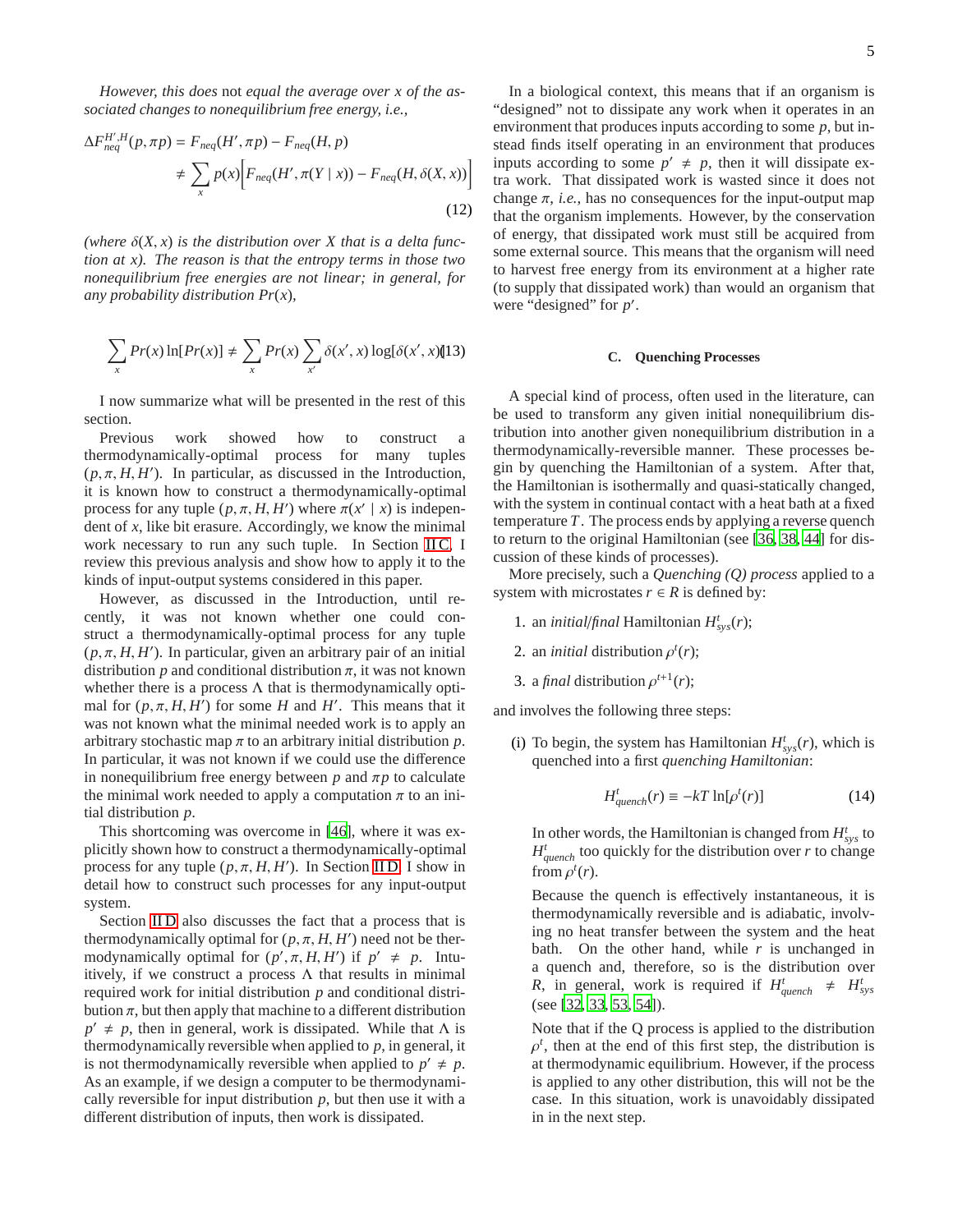*However, this does* not *equal the average over x of the associated changes to nonequilibrium free energy, i.e.,*

$$
\begin{aligned}
\Delta F^{H',H}_{neq}(p, \pi p) &= F_{neq}(H', \pi p) - F_{neq}(H, p) \\
&\neq \sum_x p(x) \Big[ F_{neq}(H', \pi(Y \mid x)) - F_{neq}(H, \delta(X, x)) \Big]
\end{aligned}
\tag{12}
$$

*(where $\delta(X, x)$ is the distribution over $X$ that is a delta function at $x$). The reason is that the entropy terms in those two nonequilibrium free energies are not linear; in general, for any probability distribution $Pr(x)$,*

$$
\sum_x Pr(x) \ln[Pr(x)] \neq \sum_x Pr(x) \sum_{x'} \delta(x', x) \log[\delta(x', x)] \tag{13}
$$

I now summarize what will be presented in the rest of this section.

Previous work showed how to construct a thermodynamically-optimal process for many tuples $(p, \pi, H, H')$. In particular, as discussed in the Introduction, it is known how to construct a thermodynamically-optimal process for any tuple $(p, \pi, H, H')$ where $\pi(x' \mid x)$ is independent of $x$, like bit erasure. Accordingly, we know the minimal work necessary to run any such tuple. In Section II C, I review this previous analysis and show how to apply it to the kinds of input-output systems considered in this paper.

However, as discussed in the Introduction, until recently, it was not known whether one could construct a thermodynamically-optimal process for any tuple $(p, \pi, H, H')$. In particular, given an arbitrary pair of an initial distribution $p$ and conditional distribution $\pi$, it was not known whether there is a process $\Lambda$ that is thermodynamically optimal for $(p, \pi, H, H')$ for some $H$ and $H'$. This means that it was not known what the minimal needed work is to apply an arbitrary stochastic map $\pi$ to an arbitrary initial distribution $p$. In particular, it was not known if we could use the difference in nonequilibrium free energy between $p$ and $\pi p$ to calculate the minimal work needed to apply a computation $\pi$ to an initial distribution $p$.

This shortcoming was overcome in [46], where it was explicitly shown how to construct a thermodynamically-optimal process for any tuple $(p, \pi, H, H')$. In Section II D, I show in detail how to construct such processes for any input-output system.

Section II D also discusses the fact that a process that is thermodynamically optimal for $(p, \pi, H, H')$ need not be thermodynamically optimal for $(p', \pi, H, H')$ if $p' \neq p$. Intuitively, if we construct a process $\Lambda$ that results in minimal required work for initial distribution $p$ and conditional distribution $\pi$, but then apply that machine to a different distribution $p' \neq p$, then in general, work is dissipated. While that $\Lambda$ is thermodynamically reversible when applied to $p$, in general, it is not thermodynamically reversible when applied to $p' \neq p$. As an example, if we design a computer to be thermodynamically reversible for input distribution $p$, but then use it with a different distribution of inputs, then work is dissipated.

In a biological context, this means that if an organism is "designed" not to dissipate any work when it operates in an environment that produces inputs according to some $p$, but instead finds itself operating in an environment that produces inputs according to some $p' \neq p$, then it will dissipate extra work. That dissipated work is wasted since it does not change $\pi$, *i.e.*, has no consequences for the input-output map that the organism implements. However, by the conservation of energy, that dissipated work must still be acquired from some external source. This means that the organism will need to harvest free energy from its environment at a higher rate (to supply that dissipated work) than would an organism that were "designed" for $p'$.

### C. Quenching Processes

A special kind of process, often used in the literature, can be used to transform any given initial nonequilibrium distribution into another given nonequilibrium distribution in a thermodynamically-reversible manner. These processes begin by quenching the Hamiltonian of a system. After that, the Hamiltonian is isothermally and quasi-statically changed, with the system in continual contact with a heat bath at a fixed temperature $T$. The process ends by applying a reverse quench to return to the original Hamiltonian (see [36, 38, 44] for discussion of these kinds of processes).

More precisely, such a *Quenching (Q) process* applied to a system with microstates $r \in R$ is defined by:

1. an *initial/final* Hamiltonian $H^t_{sys}(r)$;
2. an *initial* distribution $\rho^t(r)$;
3. a *final* distribution $\rho^{t+1}(r)$;

and involves the following three steps:

(i) To begin, the system has Hamiltonian $H^t_{sys}(r)$, which is quenched into a first *quenching Hamiltonian*:

$$
H^t_{quench}(r) \equiv -kT \ln[\rho^t(r)] \tag{14}
$$

In other words, the Hamiltonian is changed from $H^t_{sys}$ to $H^t_{quench}$ too quickly for the distribution over $r$ to change from $\rho^t(r)$.

Because the quench is effectively instantaneous, it is thermodynamically reversible and is adiabatic, involving no heat transfer between the system and the heat bath. On the other hand, while $r$ is unchanged in a quench and, therefore, so is the distribution over $R$, in general, work is required if $H^t_{quench} \neq H^t_{sys}$ (see [32, 33, 53, 54]).

Note that if the Q process is applied to the distribution $\rho^t$, then at the end of this first step, the distribution is at thermodynamic equilibrium. However, if the process is applied to any other distribution, this will not be the case. In this situation, work is unavoidably dissipated in in the next step.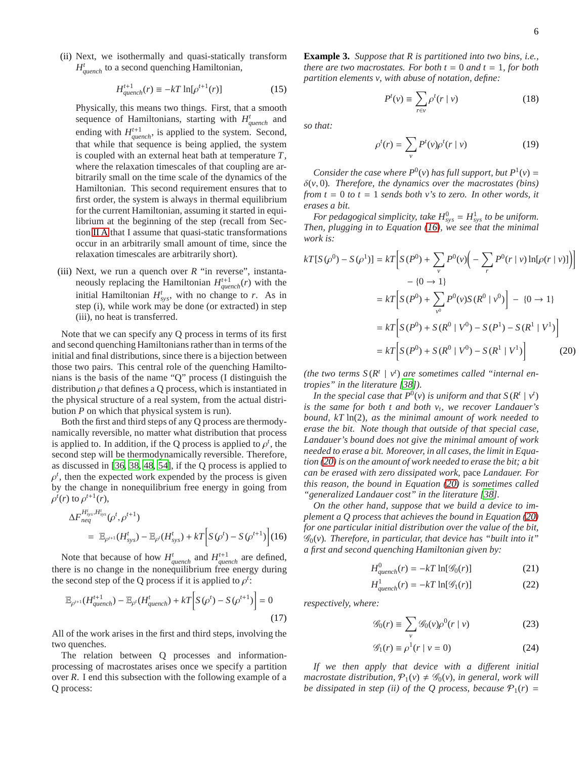(ii) Next, we isothermally and quasi-statically transform $H^t_{quench}$ to a second quenching Hamiltonian,

$$H^{t+1}_{quench}(r) \equiv -kT \ln[\rho^{t+1}(r)] \tag{15}$$

Physically, this means two things. First, that a smooth sequence of Hamiltonians, starting with $H^t_{quench}$ and ending with $H^{t+1}_{quench}$, is applied to the system. Second, that while that sequence is being applied, the system is coupled with an external heat bath at temperature $T$, where the relaxation timescales of that coupling are arbitrarily small on the time scale of the dynamics of the Hamiltonian. This second requirement ensures that to first order, the system is always in thermal equilibrium for the current Hamiltonian, assuming it started in equilibrium at the beginning of the step (recall from Section II A that I assume that quasi-static transformations occur in an arbitrarily small amount of time, since the relaxation timescales are arbitrarily short).

(iii) Next, we run a quench over $R$ "in reverse", instantaneously replacing the Hamiltonian $H^{t+1}_{quench}(r)$ with the initial Hamiltonian $H^t_{sys}$, with no change to $r$. As in step (i), while work may be done (or extracted) in step (iii), no heat is transferred.

Note that we can specify any Q process in terms of its first and second quenching Hamiltonians rather than in terms of the initial and final distributions, since there is a bijection between those two pairs. This central role of the *q*uenching Hamiltonians is the basis of the name "Q" process (I distinguish the distribution $\rho$ that defines a Q process, which is instantiated in the physical structure of a real system, from the actual distribution $P$ on which that physical system is run).

Both the first and third steps of any Q process are thermodynamically reversible, no matter what distribution that process is applied to. In addition, if the Q process is applied to $\rho^t$, the second step will be thermodynamically reversible. Therefore, as discussed in [36, 38, 48, 54], if the Q process is applied to $\rho^t$, then the expected work expended by the process is given by the change in nonequilibrium free energy in going from $\rho^t(r)$ to $\rho^{t+1}(r)$,

$$\Delta F^{H^t_{sys},H^t_{sys}}_{neq}(\rho^t, \rho^{t+1}) = \mathbb{E}_{\rho^{t+1}}(H^t_{sys}) - \mathbb{E}_{\rho^t}(H^t_{sys}) + kT\Big[S(\rho^t) - S(\rho^{t+1})\Big] \tag{16}$$

Note that because of how $H^t_{quench}$ and $H^{t+1}_{quench}$ are defined, there is no change in the nonequilibrium free energy during the second step of the Q process if it is applied to $\rho^t$:

$$\mathbb{E}_{\rho^{t+1}}(H^{t+1}_{quench}) - \mathbb{E}_{\rho^t}(H^t_{quench}) + kT\Big[S(\rho^t) - S(\rho^{t+1})\Big] = 0 \tag{17}$$

All of the work arises in the first and third steps, involving the two quenches.

The relation between Q processes and information-processing of macrostates arises once we specify a partition over $R$. I end this subsection with the following example of a Q process:

**Example 3.** *Suppose that $R$ is partitioned into two bins, i.e., there are two macrostates. For both $t = 0$ and $t = 1$, for both partition elements $v$, with abuse of notation, define:*

$$P^t(v) \equiv \sum_{r \in v} \rho^t(r \mid v) \tag{18}$$

*so that:*

$$\rho^t(r) = \sum_v P^t(v) \rho^t(r \mid v) \tag{19}$$

*Consider the case where $P^0(v)$ has full support, but $P^1(v) = \delta(v, 0)$. Therefore, the dynamics over the macrostates (bins) from $t = 0$ to $t = 1$ sends both $v$'s to zero. In other words, it erases a bit.*

*For pedagogical simplicity, take $H^0_{sys} = H^1_{sys}$ to be uniform. Then, plugging in to Equation (16), we see that the minimal work is:*

$$\begin{aligned}
kT[S(\rho^0) - S(\rho^1)] &= kT\Big[S(P^0) + \sum_v P^0(v)\Big(-\sum_r P^0(r \mid v)\ln[\rho(r \mid v)]\Big)\Big] \\
&\quad - \{0 \to 1\} \\
&= kT\Big[S(P^0) + \sum_{v^0} P^0(v) S(R^0 \mid v^0)\Big] - \{0 \to 1\} \\
&= kT\Big[S(P^0) + S(R^0 \mid V^0) - S(P^1) - S(R^1 \mid V^1)\Big] \\
&= kT\Big[S(P^0) + S(R^0 \mid V^0) - S(R^1 \mid V^1)\Big]
\end{aligned} \tag{20}$$

*(the two terms $S(R^t \mid v^t)$ are sometimes called "internal entropies" in the literature [38]).*

*In the special case that $P^0(v)$ is uniform and that $S(R^t \mid v^t)$ is the same for both $t$ and both $v_t$, we recover Landauer's bound, $kT \ln(2)$, as the minimal amount of work needed to erase the bit. Note though that outside of that special case, Landauer's bound does not give the minimal amount of work needed to erase a bit. Moreover, in all cases, the limit in Equation (20) is on the amount of work needed to erase the bit; a bit can be erased with zero dissipated work,* pace *Landauer. For this reason, the bound in Equation (20) is sometimes called "generalized Landauer cost" in the literature [38].*

*On the other hand, suppose that we build a device to implement a Q process that achieves the bound in Equation (20) for one particular initial distribution over the value of the bit, $\mathscr{G}_0(v)$. Therefore, in particular, that device has "built into it" a first and second quenching Hamiltonian given by:*

$$H^0_{quench}(r) = -kT \ln[\mathscr{G}_0(r)] \tag{21}$$

$$H^1_{quench}(r) = -kT \ln[\mathscr{G}_1(r)] \tag{22}$$

*respectively, where:*

$$\mathscr{G}_0(r) \equiv \sum_v \mathscr{G}_0(v) \rho^0(r \mid v) \tag{23}$$

$$\mathscr{G}_1(r) \equiv \rho^1(r \mid v = 0) \tag{24}$$

*If we then apply that device with a different initial macrostate distribution, $\mathcal{P}_1(v) \neq \mathscr{G}_0(v)$, in general, work will be dissipated in step (ii) of the Q process, because $\mathcal{P}_1(r) =$*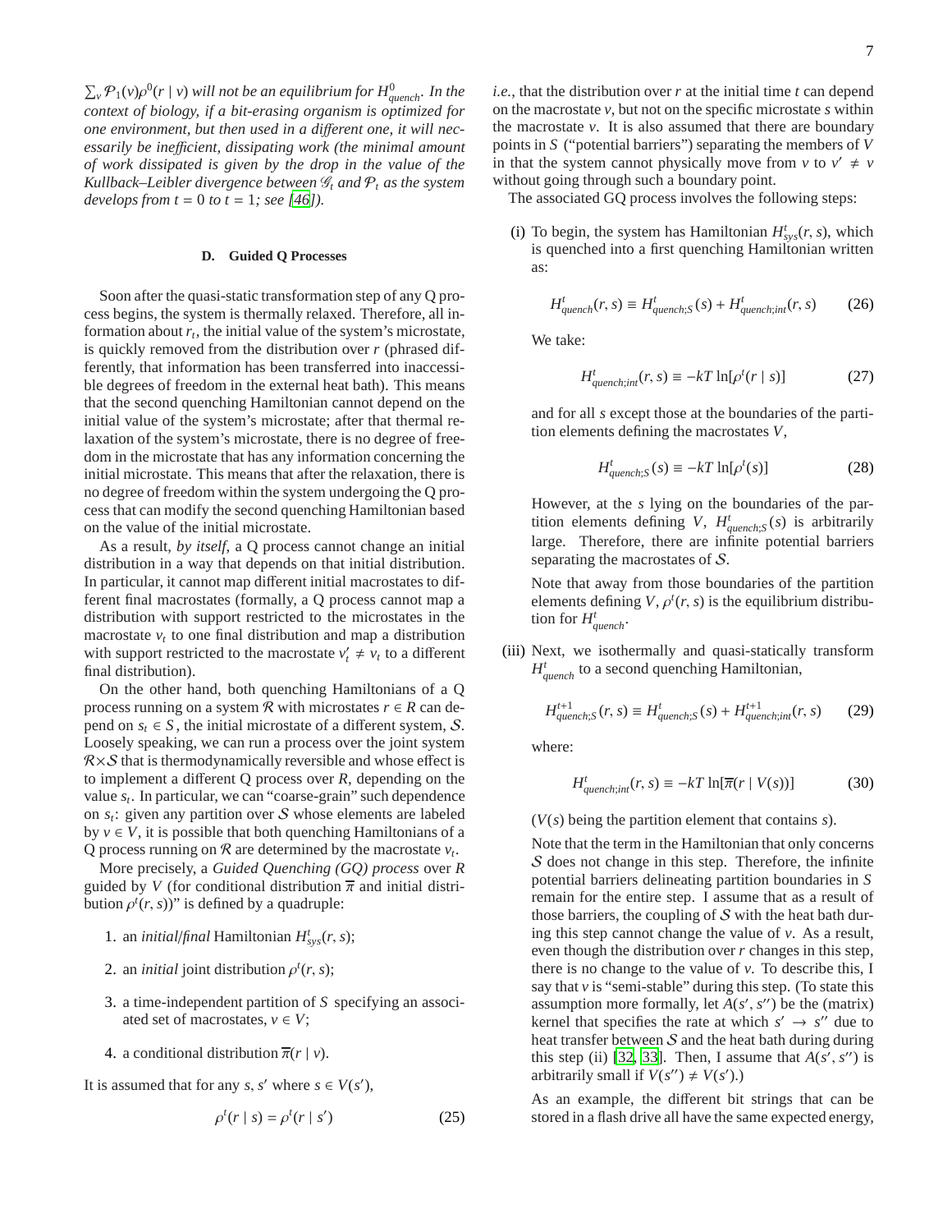$\sum_v \mathcal{P}_1(v)\rho^0(r \mid v)$ *will not be an equilibrium for* $H^0_{quench}$*. In the context of biology, if a bit-erasing organism is optimized for one environment, but then used in a different one, it will necessarily be inefficient, dissipating work (the minimal amount of work dissipated is given by the drop in the value of the Kullback–Leibler divergence between* $\mathcal{G}_t$ *and* $\mathcal{P}_t$ *as the system develops from* $t = 0$ *to* $t = 1$*; see [46]).*

### D. Guided Q Processes

Soon after the quasi-static transformation step of any Q process begins, the system is thermally relaxed. Therefore, all information about $r_t$, the initial value of the system's microstate, is quickly removed from the distribution over $r$ (phrased differently, that information has been transferred into inaccessible degrees of freedom in the external heat bath). This means that the second quenching Hamiltonian cannot depend on the initial value of the system's microstate; after that thermal relaxation of the system's microstate, there is no degree of freedom in the microstate that has any information concerning the initial microstate. This means that after the relaxation, there is no degree of freedom within the system undergoing the Q process that can modify the second quenching Hamiltonian based on the value of the initial microstate.

As a result, *by itself*, a Q process cannot change an initial distribution in a way that depends on that initial distribution. In particular, it cannot map different initial macrostates to different final macrostates (formally, a Q process cannot map a distribution with support restricted to the microstates in the macrostate $v_t$ to one final distribution and map a distribution with support restricted to the macrostate $v'_t \neq v_t$ to a different final distribution).

On the other hand, both quenching Hamiltonians of a Q process running on a system $\mathcal{R}$ with microstates $r \in R$ can depend on $s_t \in S$, the initial microstate of a different system, $\mathcal{S}$. Loosely speaking, we can run a process over the joint system $\mathcal{R}\times\mathcal{S}$ that is thermodynamically reversible and whose effect is to implement a different Q process over $R$, depending on the value $s_t$. In particular, we can "coarse-grain" such dependence on $s_t$: given any partition over $\mathcal{S}$ whose elements are labeled by $v \in V$, it is possible that both quenching Hamiltonians of a Q process running on $\mathcal{R}$ are determined by the macrostate $v_t$.

More precisely, a *Guided Quenching (GQ) process* over $R$ guided by $V$ (for conditional distribution $\overline{\pi}$ and initial distribution $\rho^t(r, s)$)" is defined by a quadruple:

1. an *initial*/*final* Hamiltonian $H^t_{sys}(r, s)$;
2. an *initial* joint distribution $\rho^t(r, s)$;
3. a time-independent partition of $S$ specifying an associated set of macrostates, $v \in V$;
4. a conditional distribution $\overline{\pi}(r \mid v)$.

It is assumed that for any $s, s'$ where $s \in V(s')$,

$$\rho^t(r \mid s) = \rho^t(r \mid s') \tag{25}$$

*i.e.*, that the distribution over $r$ at the initial time $t$ can depend on the macrostate $v$, but not on the specific microstate $s$ within the macrostate $v$. It is also assumed that there are boundary points in $S$ ("potential barriers") separating the members of $V$ in that the system cannot physically move from $v$ to $v' \neq v$ without going through such a boundary point.

The associated GQ process involves the following steps:

(i) To begin, the system has Hamiltonian $H^t_{sys}(r, s)$, which is quenched into a first quenching Hamiltonian written as:

$$H^t_{quench}(r, s) \equiv H^t_{quench;S}(s) + H^t_{quench;int}(r, s) \tag{26}$$

We take:

$$H^t_{quench;int}(r, s) \equiv -kT \ln[\rho^t(r \mid s)] \tag{27}$$

and for all $s$ except those at the boundaries of the partition elements defining the macrostates $V$,

$$H^t_{quench;S}(s) \equiv -kT \ln[\rho^t(s)] \tag{28}$$

However, at the $s$ lying on the boundaries of the partition elements defining $V$, $H^t_{quench;S}(s)$ is arbitrarily large. Therefore, there are infinite potential barriers separating the macrostates of $\mathcal{S}$.

Note that away from those boundaries of the partition elements defining $V$, $\rho^t(r, s)$ is the equilibrium distribution for $H^t_{quench}$.

(iii) Next, we isothermally and quasi-statically transform $H^t_{quench}$ to a second quenching Hamiltonian,

$$H^{t+1}_{quench;S}(r, s) \equiv H^t_{quench;S}(s) + H^{t+1}_{quench;int}(r, s) \tag{29}$$

where:

$$H^t_{quench;int}(r, s) \equiv -kT \ln[\overline{\pi}(r \mid V(s))] \tag{30}$$

($V(s)$ being the partition element that contains $s$).

Note that the term in the Hamiltonian that only concerns $\mathcal{S}$ does not change in this step. Therefore, the infinite potential barriers delineating partition boundaries in $S$ remain for the entire step. I assume that as a result of those barriers, the coupling of $\mathcal{S}$ with the heat bath during this step cannot change the value of $v$. As a result, even though the distribution over $r$ changes in this step, there is no change to the value of $v$. To describe this, I say that $v$ is "semi-stable" during this step. (To state this assumption more formally, let $A(s', s'')$ be the (matrix) kernel that specifies the rate at which $s' \rightarrow s''$ due to heat transfer between $\mathcal{S}$ and the heat bath during during this step (ii) [32, 33]. Then, I assume that $A(s', s'')$ is arbitrarily small if $V(s'') \neq V(s')$.)

As an example, the different bit strings that can be stored in a flash drive all have the same expected energy,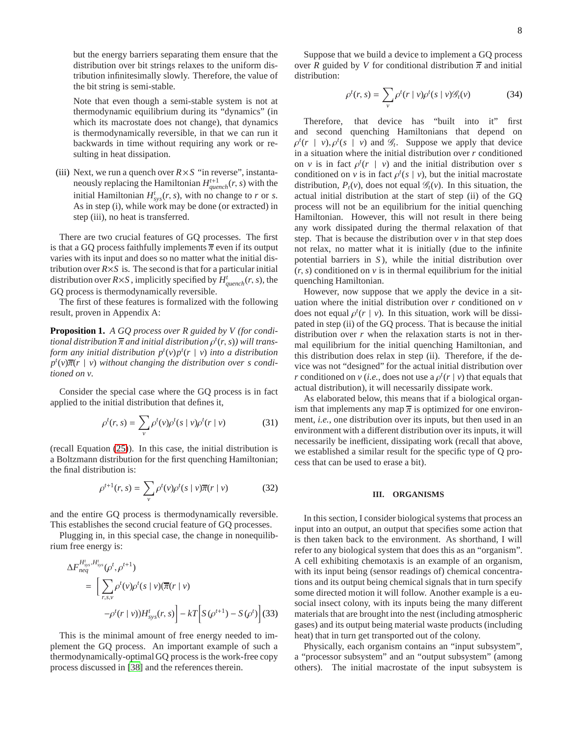but the energy barriers separating them ensure that the distribution over bit strings relaxes to the uniform distribution infinitesimally slowly. Therefore, the value of the bit string is semi-stable.

Note that even though a semi-stable system is not at thermodynamic equilibrium during its "dynamics" (in which its macrostate does not change), that dynamics is thermodynamically reversible, in that we can run it backwards in time without requiring any work or resulting in heat dissipation.

(iii) Next, we run a quench over $R \times S$ "in reverse", instantaneously replacing the Hamiltonian $H^{t+1}_{quench}(r, s)$ with the initial Hamiltonian $H^{t}_{sys}(r, s)$, with no change to $r$ or $s$. As in step (i), while work may be done (or extracted) in step (iii), no heat is transferred.

There are two crucial features of GQ processes. The first is that a GQ process faithfully implements $\overline{\pi}$ even if its output varies with its input and does so no matter what the initial distribution over $R \times S$ is. The second is that for a particular initial distribution over $R \times S$, implicitly specified by $H^{t}_{quench}(r, s)$, the GQ process is thermodynamically reversible.

The first of these features is formalized with the following result, proven in Appendix A:

**Proposition 1.** *A GQ process over R guided by V (for conditional distribution $\overline{\pi}$ and initial distribution $\rho^t(r, s)$) will transform any initial distribution $p^t(v)p^t(r \mid v)$ into a distribution $p^t(v)\overline{\pi}(r \mid v)$ without changing the distribution over s conditioned on v.*

Consider the special case where the GQ process is in fact applied to the initial distribution that defines it,

$$\rho^t(r, s) = \sum_v \rho^t(v)\rho^t(s \mid v)\rho^t(r \mid v) \tag{31}$$

(recall Equation (25)). In this case, the initial distribution is a Boltzmann distribution for the first quenching Hamiltonian; the final distribution is:

$$\rho^{t+1}(r, s) = \sum_v \rho^t(v)\rho^t(s \mid v)\overline{\pi}(r \mid v) \tag{32}$$

and the entire GQ process is thermodynamically reversible. This establishes the second crucial feature of GQ processes.

Plugging in, in this special case, the change in nonequilibrium free energy is:

$$\begin{aligned}
\Delta F^{H^t_{sys}, H^t_{sys}}_{neq}&(\rho^t, \rho^{t+1}) \\
&= \Big[ \sum_{r,s,v} \rho^t(v)\rho^t(s \mid v)(\overline{\pi}(r \mid v) \\
&\qquad - \rho^t(r \mid v))H^t_{sys}(r, s)\Big] - kT\Big[S(\rho^{t+1}) - S(\rho^t)\Big]
\end{aligned} \tag{33}$$

This is the minimal amount of free energy needed to implement the GQ process. An important example of such a thermodynamically-optimal GQ process is the work-free copy process discussed in [38] and the references therein.

Suppose that we build a device to implement a GQ process over $R$ guided by $V$ for conditional distribution $\overline{\pi}$ and initial distribution:

$$\rho^t(r, s) = \sum_v \rho^t(r \mid v)\rho^t(s \mid v)\mathscr{G}_t(v) \tag{34}$$

Therefore, that device has "built into it" first and second quenching Hamiltonians that depend on $\rho^t(r \mid v), \rho^t(s \mid v)$ and $\mathscr{G}_t$. Suppose we apply that device in a situation where the initial distribution over $r$ conditioned on $v$ is in fact $\rho^t(r \mid v)$ and the initial distribution over $s$ conditioned on $v$ is in fact $\rho^t(s \mid v)$, but the initial macrostate distribution, $P_t(v)$, does not equal $\mathscr{G}_t(v)$. In this situation, the actual initial distribution at the start of step (ii) of the GQ process will not be an equilibrium for the initial quenching Hamiltonian. However, this will not result in there being any work dissipated during the thermal relaxation of that step. That is because the distribution over $v$ in that step does not relax, no matter what it is initially (due to the infinite potential barriers in $S$), while the initial distribution over $(r, s)$ conditioned on $v$ is in thermal equilibrium for the initial quenching Hamiltonian.

However, now suppose that we apply the device in a situation where the initial distribution over $r$ conditioned on $v$ does not equal $\rho^t(r \mid v)$. In this situation, work will be dissipated in step (ii) of the GQ process. That is because the initial distribution over $r$ when the relaxation starts is not in thermal equilibrium for the initial quenching Hamiltonian, and this distribution does relax in step (ii). Therefore, if the device was not "designed" for the actual initial distribution over $r$ conditioned on $v$ (*i.e.*, does not use a $\rho^t(r \mid v)$ that equals that actual distribution), it will necessarily dissipate work.

As elaborated below, this means that if a biological organism that implements any map $\overline{\pi}$ is optimized for one environment, *i.e.*, one distribution over its inputs, but then used in an environment with a different distribution over its inputs, it will necessarily be inefficient, dissipating work (recall that above, we established a similar result for the specific type of Q process that can be used to erase a bit).

## III. ORGANISMS

In this section, I consider biological systems that process an input into an output, an output that specifies some action that is then taken back to the environment. As shorthand, I will refer to any biological system that does this as an "organism". A cell exhibiting chemotaxis is an example of an organism, with its input being (sensor readings of) chemical concentrations and its output being chemical signals that in turn specify some directed motion it will follow. Another example is a eusocial insect colony, with its inputs being the many different materials that are brought into the nest (including atmospheric gases) and its output being material waste products (including heat) that in turn get transported out of the colony.

Physically, each organism contains an "input subsystem", a "processor subsystem" and an "output subsystem" (among others). The initial macrostate of the input subsystem is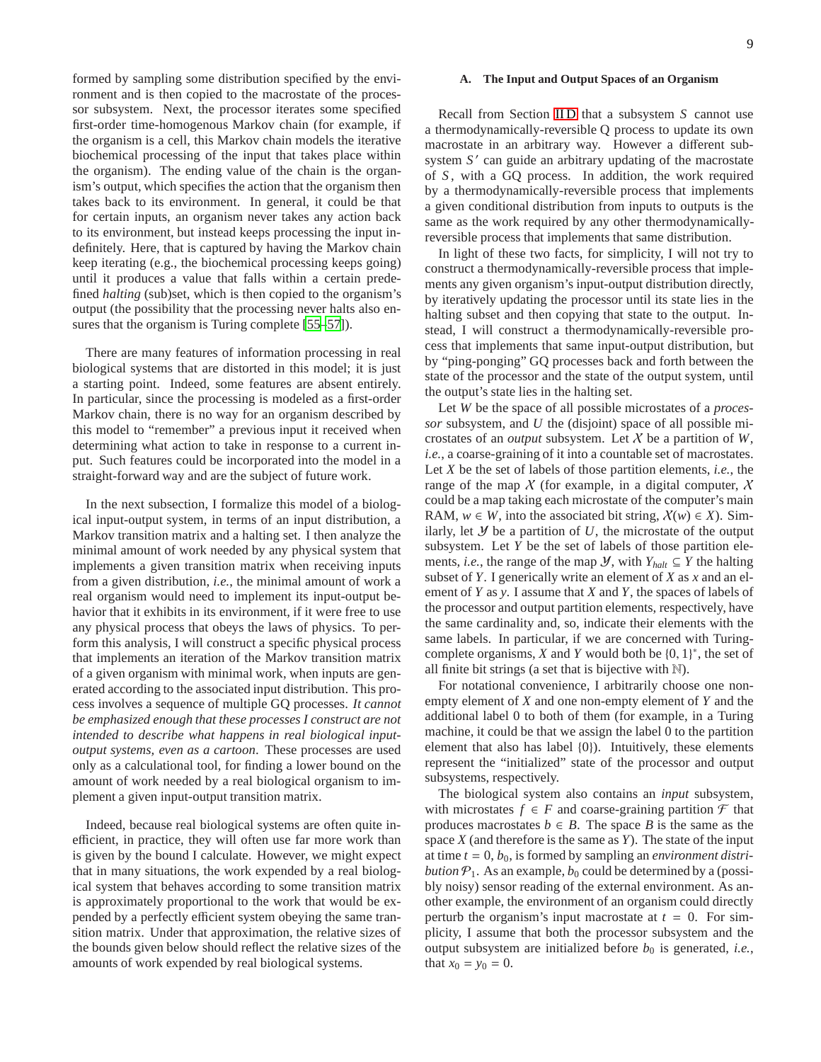formed by sampling some distribution specified by the environment and is then copied to the macrostate of the processor subsystem. Next, the processor iterates some specified first-order time-homogenous Markov chain (for example, if the organism is a cell, this Markov chain models the iterative biochemical processing of the input that takes place within the organism). The ending value of the chain is the organism's output, which specifies the action that the organism then takes back to its environment. In general, it could be that for certain inputs, an organism never takes any action back to its environment, but instead keeps processing the input indefinitely. Here, that is captured by having the Markov chain keep iterating (e.g., the biochemical processing keeps going) until it produces a value that falls within a certain predefined *halting* (sub)set, which is then copied to the organism's output (the possibility that the processing never halts also ensures that the organism is Turing complete [55–57]).

There are many features of information processing in real biological systems that are distorted in this model; it is just a starting point. Indeed, some features are absent entirely. In particular, since the processing is modeled as a first-order Markov chain, there is no way for an organism described by this model to "remember" a previous input it received when determining what action to take in response to a current input. Such features could be incorporated into the model in a straight-forward way and are the subject of future work.

In the next subsection, I formalize this model of a biological input-output system, in terms of an input distribution, a Markov transition matrix and a halting set. I then analyze the minimal amount of work needed by any physical system that implements a given transition matrix when receiving inputs from a given distribution, *i.e.*, the minimal amount of work a real organism would need to implement its input-output behavior that it exhibits in its environment, if it were free to use any physical process that obeys the laws of physics. To perform this analysis, I will construct a specific physical process that implements an iteration of the Markov transition matrix of a given organism with minimal work, when inputs are generated according to the associated input distribution. This process involves a sequence of multiple GQ processes. *It cannot be emphasized enough that these processes I construct are not intended to describe what happens in real biological input-output systems, even as a cartoon*. These processes are used only as a calculational tool, for finding a lower bound on the amount of work needed by a real biological organism to implement a given input-output transition matrix.

Indeed, because real biological systems are often quite inefficient, in practice, they will often use far more work than is given by the bound I calculate. However, we might expect that in many situations, the work expended by a real biological system that behaves according to some transition matrix is approximately proportional to the work that would be expended by a perfectly efficient system obeying the same transition matrix. Under that approximation, the relative sizes of the bounds given below should reflect the relative sizes of the amounts of work expended by real biological systems.

### A. The Input and Output Spaces of an Organism

Recall from Section II D that a subsystem $S$ cannot use a thermodynamically-reversible Q process to update its own macrostate in an arbitrary way. However a different subsystem $S'$ can guide an arbitrary updating of the macrostate of $S$, with a GQ process. In addition, the work required by a thermodynamically-reversible process that implements a given conditional distribution from inputs to outputs is the same as the work required by any other thermodynamically-reversible process that implements that same distribution.

In light of these two facts, for simplicity, I will not try to construct a thermodynamically-reversible process that implements any given organism's input-output distribution directly, by iteratively updating the processor until its state lies in the halting subset and then copying that state to the output. Instead, I will construct a thermodynamically-reversible process that implements that same input-output distribution, but by "ping-ponging" GQ processes back and forth between the state of the processor and the state of the output system, until the output's state lies in the halting set.

Let $W$ be the space of all possible microstates of a *processor* subsystem, and $U$ the (disjoint) space of all possible microstates of an *output* subsystem. Let $\mathcal{X}$ be a partition of $W$, *i.e.*, a coarse-graining of it into a countable set of macrostates. Let $X$ be the set of labels of those partition elements, *i.e.*, the range of the map $\mathcal{X}$ (for example, in a digital computer, $\mathcal{X}$ could be a map taking each microstate of the computer's main RAM, $w \in W$, into the associated bit string, $\mathcal{X}(w) \in X$). Similarly, let $\mathcal{Y}$ be a partition of $U$, the microstate of the output subsystem. Let $Y$ be the set of labels of those partition elements, *i.e.*, the range of the map $\mathcal{Y}$, with $Y_{halt} \subseteq Y$ the halting subset of $Y$. I generically write an element of $X$ as $x$ and an element of $Y$ as $y$. I assume that $X$ and $Y$, the spaces of labels of the processor and output partition elements, respectively, have the same cardinality and, so, indicate their elements with the same labels. In particular, if we are concerned with Turing-complete organisms, $X$ and $Y$ would both be $\{0, 1\}^*$, the set of all finite bit strings (a set that is bijective with $\mathbb{N}$).

For notational convenience, I arbitrarily choose one non-empty element of $X$ and one non-empty element of $Y$ and the additional label 0 to both of them (for example, in a Turing machine, it could be that we assign the label 0 to the partition element that also has label $\{0\}$). Intuitively, these elements represent the "initialized" state of the processor and output subsystems, respectively.

The biological system also contains an *input* subsystem, with microstates $f \in F$ and coarse-graining partition $\mathcal{F}$ that produces macrostates $b \in B$. The space $B$ is the same as the space $X$ (and therefore is the same as $Y$). The state of the input at time $t = 0$, $b_0$, is formed by sampling an *environment distribution* $\mathcal{P}_1$. As an example, $b_0$ could be determined by a (possibly noisy) sensor reading of the external environment. As another example, the environment of an organism could directly perturb the organism's input macrostate at $t = 0$. For simplicity, I assume that both the processor subsystem and the output subsystem are initialized before $b_0$ is generated, *i.e.*, that $x_0 = y_0 = 0$.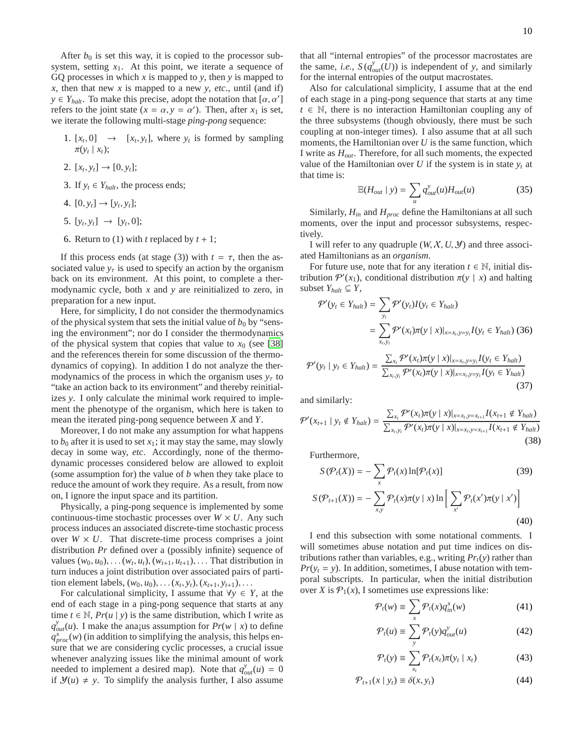After $b_0$ is set this way, it is copied to the processor subsystem, setting $x_1$. At this point, we iterate a sequence of GQ processes in which $x$ is mapped to $y$, then $y$ is mapped to $x$, then that new $x$ is mapped to a new $y$, *etc.*, until (and if) $y \in Y_{halt}$. To make this precise, adopt the notation that $[\alpha, \alpha']$ refers to the joint state $(x = \alpha, y = \alpha')$. Then, after $x_1$ is set, we iterate the following multi-stage *ping-pong* sequence:

1. $[x_t, 0] \rightarrow [x_t, y_t]$, where $y_t$ is formed by sampling $\pi(y_t \mid x_t)$;
2. $[x_t, y_t] \rightarrow [0, y_t]$;
3. If $y_t \in Y_{halt}$, the process ends;
4. $[0, y_t] \rightarrow [y_t, y_t]$;
5. $[y_t, y_t] \rightarrow [y_t, 0]$;
6. Return to (1) with $t$ replaced by $t + 1$;

If this process ends (at stage (3)) with $t = \tau$, then the associated value $y_\tau$ is used to specify an action by the organism back on its environment. At this point, to complete a thermodynamic cycle, both $x$ and $y$ are reinitialized to zero, in preparation for a new input.

Here, for simplicity, I do not consider the thermodynamics of the physical system that sets the initial value of $b_0$ by "sensing the environment"; nor do I consider the thermodynamics of the physical system that copies that value to $x_0$ (see [38] and the references therein for some discussion of the thermodynamics of copying). In addition I do not analyze the thermodynamics of the process in which the organism uses $y_\tau$ to "take an action back to its environment" and thereby reinitializes $y$. I only calculate the minimal work required to implement the phenotype of the organism, which here is taken to mean the iterated ping-pong sequence between $X$ and $Y$.

Moreover, I do not make any assumption for what happens to $b_0$ after it is used to set $x_1$; it may stay the same, may slowly decay in some way, *etc*. Accordingly, none of the thermodynamic processes considered below are allowed to exploit (some assumption for) the value of $b$ when they take place to reduce the amount of work they require. As a result, from now on, I ignore the input space and its partition.

Physically, a ping-pong sequence is implemented by some continuous-time stochastic processes over $W \times U$. Any such process induces an associated discrete-time stochastic process over $W \times U$. That discrete-time process comprises a joint distribution $Pr$ defined over a (possibly infinite) sequence of values $(w_0, u_0), \ldots (w_t, u_t), (w_{t+1}, u_{t+1}), \ldots$ That distribution in turn induces a joint distribution over associated pairs of partition element labels, $(w_0, u_0), \ldots (x_t, y_t), (x_{t+1}, y_{t+1}), \ldots$

For calculational simplicity, I assume that $\forall y \in Y$, at the end of each stage in a ping-pong sequence that starts at any time $t \in \mathbb{N}$, $Pr(u \mid y)$ is the same distribution, which I write as $q^y_{out}(u)$. I make the ana¡us assumption for $Pr(w \mid x)$ to define $q^x_{proc}(w)$ (in addition to simplifying the analysis, this helps ensure that we are considering cyclic processes, a crucial issue whenever analyzing issues like the minimal amount of work needed to implement a desired map). Note that $q^y_{out}(u) = 0$ if $\mathcal{Y}(u) \neq y$. To simplify the analysis further, I also assume that all "internal entropies" of the processor macrostates are the same, *i.e.*, $S(q^y_{out}(U))$ is independent of $y$, and similarly for the internal entropies of the output macrostates.

Also for calculational simplicity, I assume that at the end of each stage in a ping-pong sequence that starts at any time $t \in \mathbb{N}$, there is no interaction Hamiltonian coupling any of the three subsystems (though obviously, there must be such coupling at non-integer times). I also assume that at all such moments, the Hamiltonian over $U$ is the same function, which I write as $H_{out}$. Therefore, for all such moments, the expected value of the Hamiltonian over $U$ if the system is in state $y_t$ at that time is:

$$\mathbb{E}(H_{out} \mid y) = \sum_u q^y_{out}(u) H_{out}(u) \tag{35}$$

Similarly, $H_{in}$ and $H_{proc}$ define the Hamiltonians at all such moments, over the input and processor subsystems, respectively.

I will refer to any quadruple $(W, \mathcal{X}, U, \mathcal{Y})$ and three associated Hamiltonians as an *organism*.

For future use, note that for any iteration $t \in \mathbb{N}$, initial distribution $\mathcal{P}'(x_1)$, conditional distribution $\pi(y \mid x)$ and halting subset $Y_{halt} \subseteq Y$,

$$\begin{aligned}
\mathcal{P}'(y_t \in Y_{halt}) &= \sum_{y_t} \mathcal{P}'(y_t) I(y_t \in Y_{halt}) \\
&= \sum_{x_t, y_t} \mathcal{P}'(x_t) \pi(y \mid x)|_{x = x_t, y = y_t} I(y_t \in Y_{halt})
\end{aligned} \tag{36}$$

$$\mathcal{P}'(y_t \mid y_t \in Y_{halt}) = \frac{\sum_{x_t} \mathcal{P}'(x_t) \pi(y \mid x)|_{x = x_t, y = y_t} I(y_t \in Y_{halt})}{\sum_{x_t, y_t} \mathcal{P}'(x_t) \pi(y \mid x)|_{x = x_t, y = y_t} I(y_t \in Y_{halt})} \tag{37}$$

and similarly:

$$\mathcal{P}'(x_{t+1} \mid y_t \notin Y_{halt}) = \frac{\sum_{x_t} \mathcal{P}'(x_t) \pi(y \mid x)|_{x = x_t, y = x_{t+1}} I(x_{t+1} \notin Y_{halt})}{\sum_{x_t, y_t} \mathcal{P}'(x_t) \pi(y \mid x)|_{x = x_t, y = x_{t+1}} I(x_{t+1} \notin Y_{halt})} \tag{38}$$

Furthermore,

$$S(\mathcal{P}_t(X)) = -\sum_x \mathcal{P}_t(x) \ln[\mathcal{P}_t(x)] \tag{39}$$

$$S(\mathcal{P}_{t+1}(X)) = -\sum_{x,y} \mathcal{P}_t(x) \pi(y \mid x) \ln\Big[\sum_{x'} \mathcal{P}_t(x') \pi(y \mid x')\Big] \tag{40}$$

I end this subsection with some notational comments. I will sometimes abuse notation and put time indices on distributions rather than variables, e.g., writing $Pr_t(y)$ rather than $Pr(y_t = y)$. In addition, sometimes, I abuse notation with temporal subscripts. In particular, when the initial distribution over $X$ is $\mathcal{P}_1(x)$, I sometimes use expressions like:

$$\mathcal{P}_t(w) \equiv \sum_x \mathcal{P}_t(x) q^x_{in}(w) \tag{41}$$

$$\mathcal{P}_t(u) \equiv \sum_y \mathcal{P}_t(y) q^y_{out}(u) \tag{42}$$

$$\mathcal{P}_t(y) \equiv \sum_{x_t} \mathcal{P}_t(x_t) \pi(y_t \mid x_t) \tag{43}$$

$$\mathcal{P}_{t+1}(x \mid y_t) \equiv \delta(x, y_t) \tag{44}$$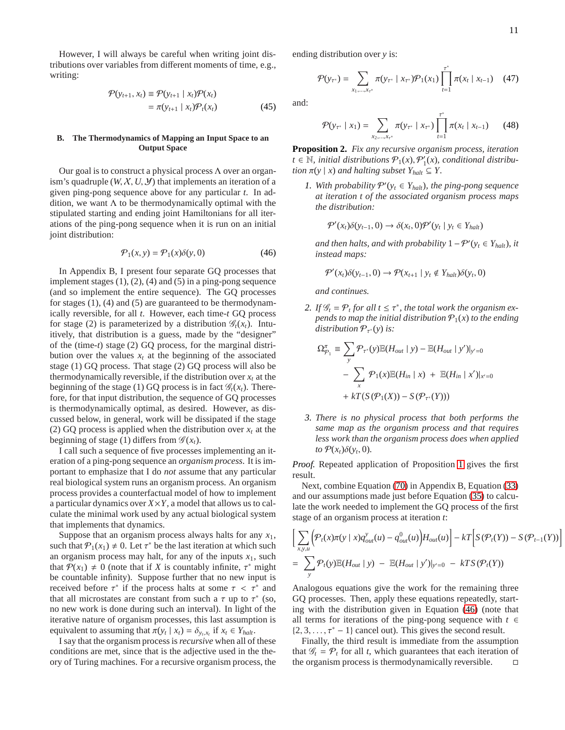However, I will always be careful when writing joint distributions over variables from different moments of time, e.g., writing:

$$
\begin{aligned}
\mathcal{P}(y_{t+1}, x_t) &\equiv \mathcal{P}(y_{t+1} \mid x_t)\mathcal{P}(x_t) \\
&= \pi(y_{t+1} \mid x_t)\mathcal{P}_t(x_t)
\end{aligned} \tag{45}
$$

### B. The Thermodynamics of Mapping an Input Space to an Output Space

Our goal is to construct a physical process $\Lambda$ over an organism's quadruple $(W, \mathcal{X}, U, \mathcal{Y})$ that implements an iteration of a given ping-pong sequence above for any particular $t$. In addition, we want $\Lambda$ to be thermodynamically optimal with the stipulated starting and ending joint Hamiltonians for all iterations of the ping-pong sequence when it is run on an initial joint distribution:

$$
\mathcal{P}_1(x, y) = \mathcal{P}_1(x)\delta(y, 0) \tag{46}
$$

In Appendix B, I present four separate GQ processes that implement stages (1), (2), (4) and (5) in a ping-pong sequence (and so implement the entire sequence). The GQ processes for stages (1), (4) and (5) are guaranteed to be thermodynamically reversible, for all $t$. However, each time-$t$ GQ process for stage (2) is parameterized by a distribution $\mathcal{G}_t(x_t)$. Intuitively, that distribution is a guess, made by the "designer" of the (time-$t$) stage (2) GQ process, for the marginal distribution over the values $x_t$ at the beginning of the associated stage (1) GQ process. That stage (2) GQ process will also be thermodynamically reversible, if the distribution over $x_t$ at the beginning of the stage (1) GQ process is in fact $\mathcal{G}_t(x_t)$. Therefore, for that input distribution, the sequence of GQ processes is thermodynamically optimal, as desired. However, as discussed below, in general, work will be dissipated if the stage (2) GQ process is applied when the distribution over $x_t$ at the beginning of stage (1) differs from $\mathcal{G}(x_t)$.

I call such a sequence of five processes implementing an iteration of a ping-pong sequence an *organism process*. It is important to emphasize that I do *not* assume that any particular real biological system runs an organism process. An organism process provides a counterfactual model of how to implement a particular dynamics over $X \times Y$, a model that allows us to calculate the minimal work used by any actual biological system that implements that dynamics.

Suppose that an organism process always halts for any $x_1$, such that $\mathcal{P}_1(x_1) \neq 0$. Let $\tau^*$ be the last iteration at which such an organism process may halt, for any of the inputs $x_1$, such that $\mathcal{P}(x_1) \neq 0$ (note that if $X$ is countably infinite, $\tau^*$ might be countable infinity). Suppose further that no new input is received before $\tau^*$ if the process halts at some $\tau < \tau^*$ and that all microstates are constant from such a $\tau$ up to $\tau^*$ (so, no new work is done during such an interval). In light of the iterative nature of organism processes, this last assumption is equivalent to assuming that $\pi(y_t \mid x_t) = \delta_{y_t, x_t}$ if $x_t \in Y_{halt}$.

I say that the organism process is *recursive* when all of these conditions are met, since that is the adjective used in the theory of Turing machines. For a recursive organism process, the ending distribution over $y$ is:

$$
\mathcal{P}(y_{\tau^*}) = \sum_{x_1, \ldots, x_{\tau^*}} \pi(y_{\tau^*} \mid x_{\tau^*})\mathcal{P}_1(x_1) \prod_{t=1}^{\tau^*} \pi(x_t \mid x_{t-1}) \tag{47}
$$

and:

$$
\mathcal{P}(y_{\tau^*} \mid x_1) = \sum_{x_2, \ldots, x_{\tau^*}} \pi(y_{\tau^*} \mid x_{\tau^*}) \prod_{t=1}^{\tau^*} \pi(x_t \mid x_{t-1}) \tag{48}
$$

**Proposition 2.** *Fix any recursive organism process, iteration $t \in \mathbb{N}$, initial distributions $\mathcal{P}_1(x), \mathcal{P}'_1(x)$, conditional distribution $\pi(y \mid x)$ and halting subset $Y_{halt} \subseteq Y$.*

1. *With probability $\mathcal{P}'(y_t \in Y_{halt})$, the ping-pong sequence at iteration $t$ of the associated organism process maps the distribution:*

$$
\mathcal{P}'(x_t)\delta(y_{t-1}, 0) \to \delta(x_t, 0)\mathcal{P}'(y_t \mid y_t \in Y_{halt})
$$

*and then halts, and with probability $1 - \mathcal{P}'(y_t \in Y_{halt})$, it instead maps:*

$$
\mathcal{P}'(x_t)\delta(y_{t-1}, 0) \to \mathcal{P}(x_{t+1} \mid y_t \notin Y_{halt})\delta(y_t, 0)
$$

*and continues.*

2. *If $\mathcal{G}_t = \mathcal{P}_t$ for all $t \leq \tau^*$, the total work the organism expends to map the initial distribution $\mathcal{P}_1(x)$ to the ending distribution $\mathcal{P}_{\tau^*}(y)$ is:*

$$
\begin{aligned}
\Omega^{\pi}_{\mathcal{P}_1} \equiv & \sum_y \mathcal{P}_{\tau^*}(y)\mathbb{E}(H_{out} \mid y) - \mathbb{E}(H_{out} \mid y')|_{y'=0} \\
& - \sum_x \mathcal{P}_1(x)\mathbb{E}(H_{in} \mid x) + \mathbb{E}(H_{in} \mid x')|_{x'=0} \\
& + kT(S(\mathcal{P}_1(X)) - S(\mathcal{P}_{\tau^*}(Y)))
\end{aligned}
$$

3. *There is no physical process that both performs the same map as the organism process and that requires less work than the organism process does when applied to $\mathcal{P}(x_t)\delta(y_t, 0)$.*

*Proof.* Repeated application of Proposition 1 gives the first result.

Next, combine Equation (70) in Appendix B, Equation (33) and our assumptions made just before Equation (35) to calculate the work needed to implement the GQ process of the first stage of an organism process at iteration $t$:

$$
\begin{aligned}
& \Big[ \sum_{x,y,u} \Big(\mathcal{P}_t(x)\pi(y \mid x)q^y_{out}(u) - q^0_{out}(u)\Big)H_{out}(u)\Big] - kT\Big[S(\mathcal{P}_t(Y)) - S(\mathcal{P}_{t-1}(Y))\Big] \\
&= \sum_y \mathcal{P}_t(y)\mathbb{E}(H_{out} \mid y) - \mathbb{E}(H_{out} \mid y')|_{y'=0} - kTS(\mathcal{P}_t(Y))
\end{aligned}
$$

Analogous equations give the work for the remaining three GQ processes. Then, apply these equations repeatedly, starting with the distribution given in Equation (46) (note that all terms for iterations of the ping-pong sequence with $t \in \{2, 3, \ldots, \tau^* - 1\}$ cancel out). This gives the second result.

Finally, the third result is immediate from the assumption that $\mathcal{G}_t = \mathcal{P}_t$ for all $t$, which guarantees that each iteration of the organism process is thermodynamically reversible. □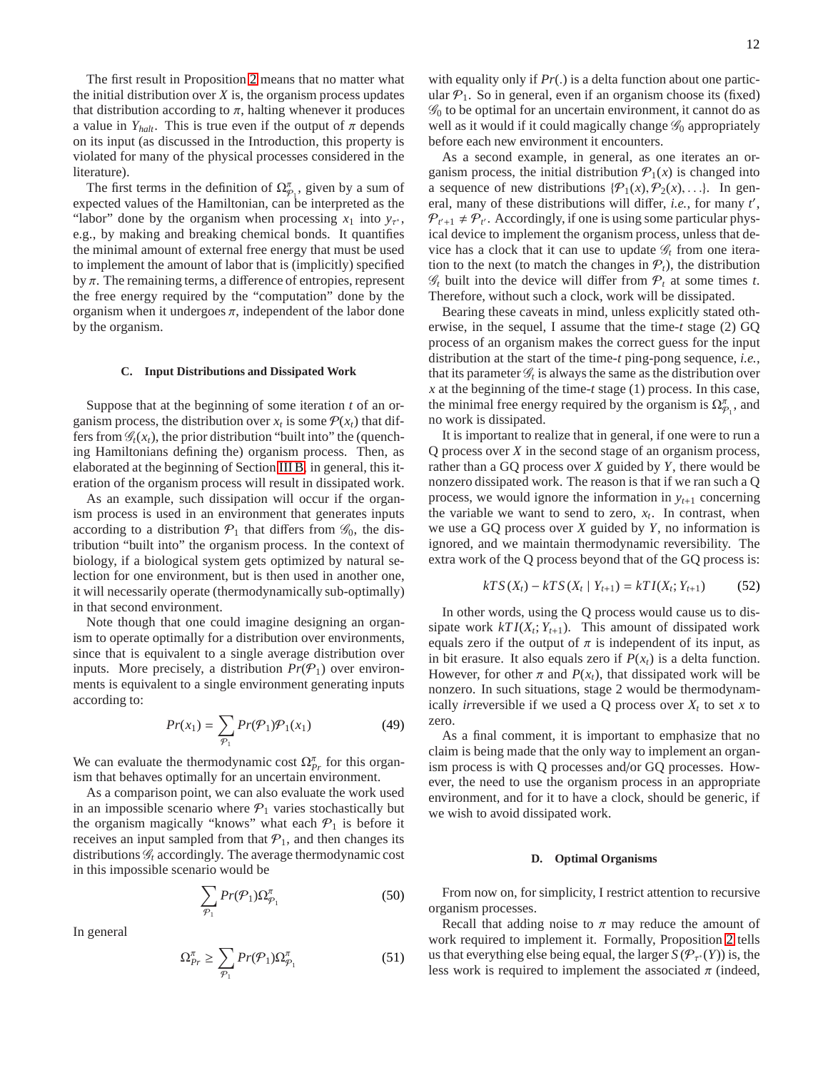The first result in Proposition 2 means that no matter what the initial distribution over $X$ is, the organism process updates that distribution according to $\pi$, halting whenever it produces a value in $Y_{halt}$. This is true even if the output of $\pi$ depends on its input (as discussed in the Introduction, this property is violated for many of the physical processes considered in the literature).

The first terms in the definition of $\Omega^{\pi}_{\mathcal{P}_1}$, given by a sum of expected values of the Hamiltonian, can be interpreted as the "labor" done by the organism when processing $x_1$ into $y_{\tau^*}$, e.g., by making and breaking chemical bonds. It quantifies the minimal amount of external free energy that must be used to implement the amount of labor that is (implicitly) specified by $\pi$. The remaining terms, a difference of entropies, represent the free energy required by the "computation" done by the organism when it undergoes $\pi$, independent of the labor done by the organism.

### C. Input Distributions and Dissipated Work

Suppose that at the beginning of some iteration $t$ of an organism process, the distribution over $x_t$ is some $\mathcal{P}(x_t)$ that differs from $\mathscr{G}_t(x_t)$, the prior distribution "built into" the (quenching Hamiltonians defining the) organism process. Then, as elaborated at the beginning of Section III B, in general, this iteration of the organism process will result in dissipated work.

As an example, such dissipation will occur if the organism process is used in an environment that generates inputs according to a distribution $\mathcal{P}_1$ that differs from $\mathscr{G}_0$, the distribution "built into" the organism process. In the context of biology, if a biological system gets optimized by natural selection for one environment, but is then used in another one, it will necessarily operate (thermodynamically sub-optimally) in that second environment.

Note though that one could imagine designing an organism to operate optimally for a distribution over environments, since that is equivalent to a single average distribution over inputs. More precisely, a distribution $Pr(\mathcal{P}_1)$ over environments is equivalent to a single environment generating inputs according to:

$$Pr(x_1) = \sum_{\mathcal{P}_1} Pr(\mathcal{P}_1)\mathcal{P}_1(x_1) \tag{49}$$

We can evaluate the thermodynamic cost $\Omega^{\pi}_{Pr}$ for this organism that behaves optimally for an uncertain environment.

As a comparison point, we can also evaluate the work used in an impossible scenario where $\mathcal{P}_1$ varies stochastically but the organism magically "knows" what each $\mathcal{P}_1$ is before it receives an input sampled from that $\mathcal{P}_1$, and then changes its distributions $\mathscr{G}_t$ accordingly. The average thermodynamic cost in this impossible scenario would be

$$\sum_{\mathcal{P}_1} Pr(\mathcal{P}_1)\Omega^{\pi}_{\mathcal{P}_1} \tag{50}$$

In general

$$\Omega^{\pi}_{Pr} \geq \sum_{\mathcal{P}_1} Pr(\mathcal{P}_1)\Omega^{\pi}_{\mathcal{P}_1} \tag{51}$$

with equality only if $Pr(.)$ is a delta function about one particular $\mathcal{P}_1$. So in general, even if an organism choose its (fixed) $\mathscr{G}_0$ to be optimal for an uncertain environment, it cannot do as well as it would if it could magically change $\mathscr{G}_0$ appropriately before each new environment it encounters.

As a second example, in general, as one iterates an organism process, the initial distribution $\mathcal{P}_1(x)$ is changed into a sequence of new distributions $\{\mathcal{P}_1(x), \mathcal{P}_2(x), \ldots\}$. In general, many of these distributions will differ, *i.e.*, for many $t'$, $\mathcal{P}_{t'+1} \neq \mathcal{P}_{t'}$. Accordingly, if one is using some particular physical device to implement the organism process, unless that device has a clock that it can use to update $\mathscr{G}_t$ from one iteration to the next (to match the changes in $\mathcal{P}_t$), the distribution $\mathscr{G}_t$ built into the device will differ from $\mathcal{P}_t$ at some times $t$. Therefore, without such a clock, work will be dissipated.

Bearing these caveats in mind, unless explicitly stated otherwise, in the sequel, I assume that the time-$t$ stage (2) GQ process of an organism makes the correct guess for the input distribution at the start of the time-$t$ ping-pong sequence, *i.e.*, that its parameter $\mathscr{G}_t$ is always the same as the distribution over $x$ at the beginning of the time-$t$ stage (1) process. In this case, the minimal free energy required by the organism is $\Omega^{\pi}_{\mathcal{P}_1}$, and no work is dissipated.

It is important to realize that in general, if one were to run a Q process over $X$ in the second stage of an organism process, rather than a GQ process over $X$ guided by $Y$, there would be nonzero dissipated work. The reason is that if we ran such a Q process, we would ignore the information in $y_{t+1}$ concerning the variable we want to send to zero, $x_t$. In contrast, when we use a GQ process over $X$ guided by $Y$, no information is ignored, and we maintain thermodynamic reversibility. The extra work of the Q process beyond that of the GQ process is:

$$kTS(X_t) - kTS(X_t \mid Y_{t+1}) = kTI(X_t; Y_{t+1}) \tag{52}$$

In other words, using the Q process would cause us to dissipate work $kTI(X_t; Y_{t+1})$. This amount of dissipated work equals zero if the output of $\pi$ is independent of its input, as in bit erasure. It also equals zero if $P(x_t)$ is a delta function. However, for other $\pi$ and $P(x_t)$, that dissipated work will be nonzero. In such situations, stage 2 would be thermodynamically *ir*reversible if we used a Q process over $X_t$ to set $x$ to zero.

As a final comment, it is important to emphasize that no claim is being made that the only way to implement an organism process is with Q processes and/or GQ processes. However, the need to use the organism process in an appropriate environment, and for it to have a clock, should be generic, if we wish to avoid dissipated work.

### D. Optimal Organisms

From now on, for simplicity, I restrict attention to recursive organism processes.

Recall that adding noise to $\pi$ may reduce the amount of work required to implement it. Formally, Proposition 2 tells us that everything else being equal, the larger $S(\mathcal{P}_{\tau^*}(Y))$ is, the less work is required to implement the associated $\pi$ (indeed,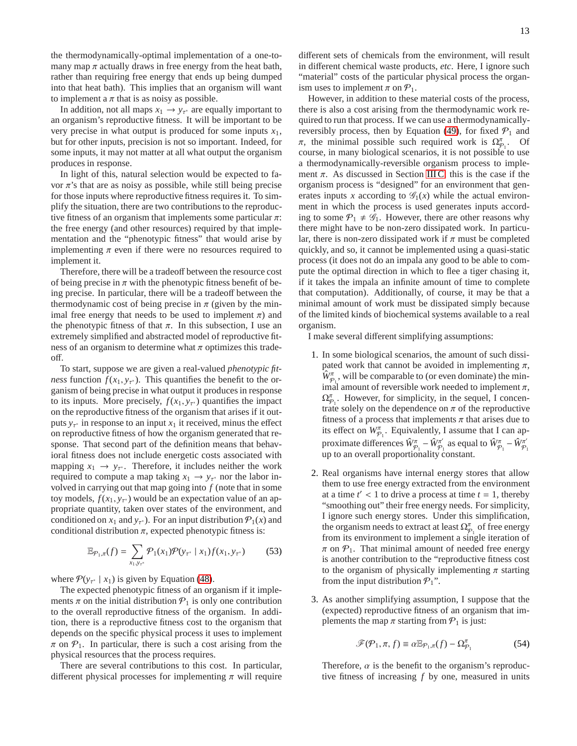the thermodynamically-optimal implementation of a one-to-many map $\pi$ actually draws in free energy from the heat bath, rather than requiring free energy that ends up being dumped into that heat bath). This implies that an organism will want to implement a $\pi$ that is as noisy as possible.

In addition, not all maps $x_1 \to y_{\tau^*}$ are equally important to an organism's reproductive fitness. It will be important to be very precise in what output is produced for some inputs $x_1$, but for other inputs, precision is not so important. Indeed, for some inputs, it may not matter at all what output the organism produces in response.

In light of this, natural selection would be expected to favor $\pi$'s that are as noisy as possible, while still being precise for those inputs where reproductive fitness requires it. To simplify the situation, there are two contributions to the reproductive fitness of an organism that implements some particular $\pi$: the free energy (and other resources) required by that implementation and the "phenotypic fitness" that would arise by implementing $\pi$ even if there were no resources required to implement it.

Therefore, there will be a tradeoff between the resource cost of being precise in $\pi$ with the phenotypic fitness benefit of being precise. In particular, there will be a tradeoff between the thermodynamic cost of being precise in $\pi$ (given by the minimal free energy that needs to be used to implement $\pi$) and the phenotypic fitness of that $\pi$. In this subsection, I use an extremely simplified and abstracted model of reproductive fitness of an organism to determine what $\pi$ optimizes this tradeoff.

To start, suppose we are given a real-valued *phenotypic fitness* function $f(x_1, y_{\tau^*})$. This quantifies the benefit to the organism of being precise in what output it produces in response to its inputs. More precisely, $f(x_1, y_{\tau^*})$ quantifies the impact on the reproductive fitness of the organism that arises if it outputs $y_{\tau^*}$ in response to an input $x_1$ it received, minus the effect on reproductive fitness of how the organism generated that response. That second part of the definition means that behavioral fitness does not include energetic costs associated with mapping $x_1 \to y_{\tau^*}$. Therefore, it includes neither the work required to compute a map taking $x_1 \to y_{\tau^*}$ nor the labor involved in carrying out that map going into $f$ (note that in some toy models, $f(x_1, y_{\tau^*})$ would be an expectation value of an appropriate quantity, taken over states of the environment, and conditioned on $x_1$ and $y_{\tau^*}$). For an input distribution $\mathcal{P}_1(x)$ and conditional distribution $\pi$, expected phenotypic fitness is:

$$\mathbb{E}_{\mathcal{P}_1,\pi}(f) = \sum_{x_1, y_{\tau^*}} \mathcal{P}_1(x_1) \mathcal{P}(y_{\tau^*} \mid x_1) f(x_1, y_{\tau^*}) \tag{53}$$

where $\mathcal{P}(y_{\tau^*} \mid x_1)$ is given by Equation (48).

The expected phenotypic fitness of an organism if it implements $\pi$ on the initial distribution $\mathcal{P}_1$ is only one contribution to the overall reproductive fitness of the organism. In addition, there is a reproductive fitness cost to the organism that depends on the specific physical process it uses to implement $\pi$ on $\mathcal{P}_1$. In particular, there is such a cost arising from the physical resources that the process requires.

There are several contributions to this cost. In particular, different physical processes for implementing $\pi$ will require different sets of chemicals from the environment, will result in different chemical waste products, *etc*. Here, I ignore such "material" costs of the particular physical process the organism uses to implement $\pi$ on $\mathcal{P}_1$.

However, in addition to these material costs of the process, there is also a cost arising from the thermodynamic work required to run that process. If we can use a thermodynamically-reversibly process, then by Equation (49), for fixed $\mathcal{P}_1$ and $\pi$, the minimal possible such required work is $\Omega^{\pi}_{\mathcal{P}_1}$. Of course, in many biological scenarios, it is not possible to use a thermodynamically-reversible organism process to implement $\pi$. As discussed in Section III C, this is the case if the organism process is "designed" for an environment that generates inputs $x$ according to $\mathcal{G}_1(x)$ while the actual environment in which the process is used generates inputs according to some $\mathcal{P}_1 \neq \mathcal{G}_1$. However, there are other reasons why there might have to be non-zero dissipated work. In particular, there is non-zero dissipated work if $\pi$ must be completed quickly, and so, it cannot be implemented using a quasi-static process (it does not do an impala any good to be able to compute the optimal direction in which to flee a tiger chasing it, if it takes the impala an infinite amount of time to complete that computation). Additionally, of course, it may be that a minimal amount of work must be dissipated simply because of the limited kinds of biochemical systems available to a real organism.

I make several different simplifying assumptions:

1. In some biological scenarios, the amount of such dissipated work that cannot be avoided in implementing $\pi$, $\hat{W}^{\pi}_{\mathcal{P}_1}$, will be comparable to (or even dominate) the minimal amount of reversible work needed to implement $\pi$, $\Omega^{\pi}_{\mathcal{P}_1}$. However, for simplicity, in the sequel, I concentrate solely on the dependence on $\pi$ of the reproductive fitness of a process that implements $\pi$ that arises due to its effect on $W^{\pi}_{\mathcal{P}_1}$. Equivalently, I assume that I can approximate differences $\hat{W}^{\pi}_{\mathcal{P}_1} - \hat{W}^{\pi'}_{\mathcal{P}_1}$ as equal to $\hat{W}^{\pi}_{\mathcal{P}_1} - \hat{W}^{\pi'}_{\mathcal{P}_1}$ up to an overall proportionality constant.

2. Real organisms have internal energy stores that allow them to use free energy extracted from the environment at a time $t' < 1$ to drive a process at time $t = 1$, thereby "smoothing out" their free energy needs. For simplicity, I ignore such energy stores. Under this simplification, the organism needs to extract at least $\Omega^{\pi}_{\mathcal{P}_1}$ of free energy from its environment to implement a single iteration of $\pi$ on $\mathcal{P}_1$. That minimal amount of needed free energy is another contribution to the "reproductive fitness cost to the organism of physically implementing $\pi$ starting from the input distribution $\mathcal{P}_1$".

3. As another simplifying assumption, I suppose that the (expected) reproductive fitness of an organism that implements the map $\pi$ starting from $\mathcal{P}_1$ is just:

$$\mathscr{F}(\mathcal{P}_1, \pi, f) \equiv \alpha \mathbb{E}_{\mathcal{P}_1,\pi}(f) - \Omega^{\pi}_{\mathcal{P}_1} \tag{54}$$

Therefore, $\alpha$ is the benefit to the organism's reproductive fitness of increasing $f$ by one, measured in units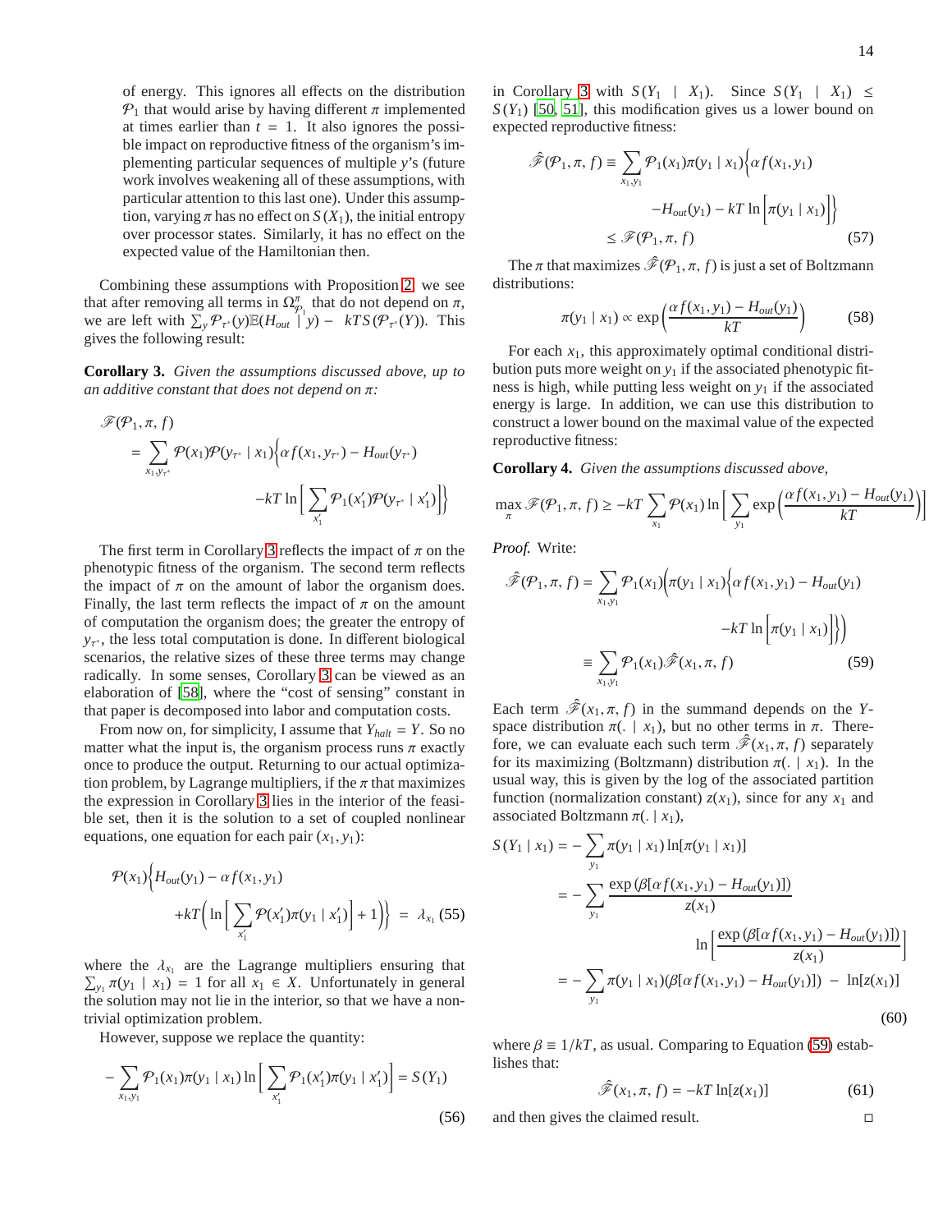of energy. This ignores all effects on the distribution $\mathcal{P}_1$ that would arise by having different $\pi$ implemented at times earlier than $t = 1$. It also ignores the possible impact on reproductive fitness of the organism's implementing particular sequences of multiple $y$'s (future work involves weakening all of these assumptions, with particular attention to this last one). Under this assumption, varying $\pi$ has no effect on $S(X_1)$, the initial entropy over processor states. Similarly, it has no effect on the expected value of the Hamiltonian then.

Combining these assumptions with Proposition 2, we see that after removing all terms in $\Omega^{\pi}_{\mathcal{P}_1}$ that do not depend on $\pi$, we are left with $\sum_y \mathcal{P}_{\tau^*}(y)\mathbb{E}(H_{out} \mid y) - kTS(\mathcal{P}_{\tau^*}(Y))$. This gives the following result:

**Corollary 3.** *Given the assumptions discussed above, up to an additive constant that does not depend on $\pi$:*

$$
\begin{aligned}
\mathscr{F}(\mathcal{P}_1, \pi, f) &= \sum_{x_1, y_{\tau^*}} \mathcal{P}(x_1)\mathcal{P}(y_{\tau^*} \mid x_1)\Big\{\alpha f(x_1, y_{\tau^*}) - H_{out}(y_{\tau^*}) \\
&\qquad - kT \ln\Big[\sum_{x'_1} \mathcal{P}_1(x'_1)\mathcal{P}(y_{\tau^*} \mid x'_1)\Big]\Big\}
\end{aligned}
$$

The first term in Corollary 3 reflects the impact of $\pi$ on the phenotypic fitness of the organism. The second term reflects the impact of $\pi$ on the amount of labor the organism does. Finally, the last term reflects the impact of $\pi$ on the amount of computation the organism does; the greater the entropy of $y_{\tau^*}$, the less total computation is done. In different biological scenarios, the relative sizes of these three terms may change radically. In some senses, Corollary 3 can be viewed as an elaboration of [58], where the "cost of sensing" constant in that paper is decomposed into labor and computation costs.

From now on, for simplicity, I assume that $Y_{halt} = Y$. So no matter what the input is, the organism process runs $\pi$ exactly once to produce the output. Returning to our actual optimization problem, by Lagrange multipliers, if the $\pi$ that maximizes the expression in Corollary 3 lies in the interior of the feasible set, then it is the solution to a set of coupled nonlinear equations, one equation for each pair $(x_1, y_1)$:

$$
\begin{aligned}
\mathcal{P}(x_1)\Big\{H_{out}(y_1) - \alpha f(x_1, y_1) \\
+ kT\Big(\ln\Big[\sum_{x'_1} \mathcal{P}(x'_1)\pi(y_1 \mid x'_1)\Big] + 1\Big)\Big\} &= \lambda_{x_1} \qquad (55)
\end{aligned}
$$

where the $\lambda_{x_1}$ are the Lagrange multipliers ensuring that $\sum_{y_1} \pi(y_1 \mid x_1) = 1$ for all $x_1 \in X$. Unfortunately in general the solution may not lie in the interior, so that we have a non-trivial optimization problem.

However, suppose we replace the quantity:

$$
-\sum_{x_1, y_1} \mathcal{P}_1(x_1)\pi(y_1 \mid x_1) \ln\Big[\sum_{x'_1} \mathcal{P}_1(x'_1)\pi(y_1 \mid x'_1)\Big] = S(Y_1) \qquad (56)
$$

in Corollary 3 with $S(Y_1 \mid X_1)$. Since $S(Y_1 \mid X_1) \leq S(Y_1)$ [50, 51], this modification gives us a lower bound on expected reproductive fitness:

$$
\begin{aligned}
\hat{\mathscr{F}}(\mathcal{P}_1, \pi, f) &\equiv \sum_{x_1, y_1} \mathcal{P}_1(x_1)\pi(y_1 \mid x_1)\Big\{\alpha f(x_1, y_1) \\
&\qquad - H_{out}(y_1) - kT \ln\Big[\pi(y_1 \mid x_1)\Big]\Big\} \\
&\leq \mathscr{F}(\mathcal{P}_1, \pi, f) \qquad (57)
\end{aligned}
$$

The $\pi$ that maximizes $\hat{\mathscr{F}}(\mathcal{P}_1, \pi, f)$ is just a set of Boltzmann distributions:

$$
\pi(y_1 \mid x_1) \propto \exp\left(\frac{\alpha f(x_1, y_1) - H_{out}(y_1)}{kT}\right) \qquad (58)
$$

For each $x_1$, this approximately optimal conditional distribution puts more weight on $y_1$ if the associated phenotypic fitness is high, while putting less weight on $y_1$ if the associated energy is large. In addition, we can use this distribution to construct a lower bound on the maximal value of the expected reproductive fitness:

**Corollary 4.** *Given the assumptions discussed above,*

$$
\max_{\pi} \mathscr{F}(\mathcal{P}_1, \pi, f) \geq -kT \sum_{x_1} \mathcal{P}(x_1) \ln\Big[\sum_{y_1} \exp\left(\frac{\alpha f(x_1, y_1) - H_{out}(y_1)}{kT}\right)\Big]
$$

*Proof.* Write:

$$
\begin{aligned}
\hat{\mathscr{F}}(\mathcal{P}_1, \pi, f) &= \sum_{x_1, y_1} \mathcal{P}_1(x_1)\Big(\pi(y_1 \mid x_1)\Big\{\alpha f(x_1, y_1) - H_{out}(y_1) \\
&\qquad - kT \ln\Big[\pi(y_1 \mid x_1)\Big]\Big\}\Big) \\
&\equiv \sum_{x_1, y_1} \mathcal{P}_1(x_1)\hat{\mathscr{F}}(x_1, \pi, f) \qquad (59)
\end{aligned}
$$

Each term $\hat{\mathscr{F}}(x_1, \pi, f)$ in the summand depends on the $Y$-space distribution $\pi(. \mid x_1)$, but no other terms in $\pi$. Therefore, we can evaluate each such term $\hat{\mathscr{F}}(x_1, \pi, f)$ separately for its maximizing (Boltzmann) distribution $\pi(. \mid x_1)$. In the usual way, this is given by the log of the associated partition function (normalization constant) $z(x_1)$, since for any $x_1$ and associated Boltzmann $\pi(. \mid x_1)$,

$$
\begin{aligned}
S(Y_1 \mid x_1) &= -\sum_{y_1} \pi(y_1 \mid x_1) \ln[\pi(y_1 \mid x_1)] \\
&= -\sum_{y_1} \frac{\exp\left(\beta[\alpha f(x_1, y_1) - H_{out}(y_1)]\right)}{z(x_1)} \\
&\qquad \ln\Big[\frac{\exp\left(\beta[\alpha f(x_1, y_1) - H_{out}(y_1)]\right)}{z(x_1)}\Big] \\
&= -\sum_{y_1} \pi(y_1 \mid x_1)(\beta[\alpha f(x_1, y_1) - H_{out}(y_1)]) \; - \; \ln[z(x_1)]
\end{aligned}
\qquad (60)
$$

where $\beta \equiv 1/kT$, as usual. Comparing to Equation (59) establishes that:

$$
\hat{\mathscr{F}}(x_1, \pi, f) = -kT \ln[z(x_1)] \qquad (61)
$$

and then gives the claimed result. ◻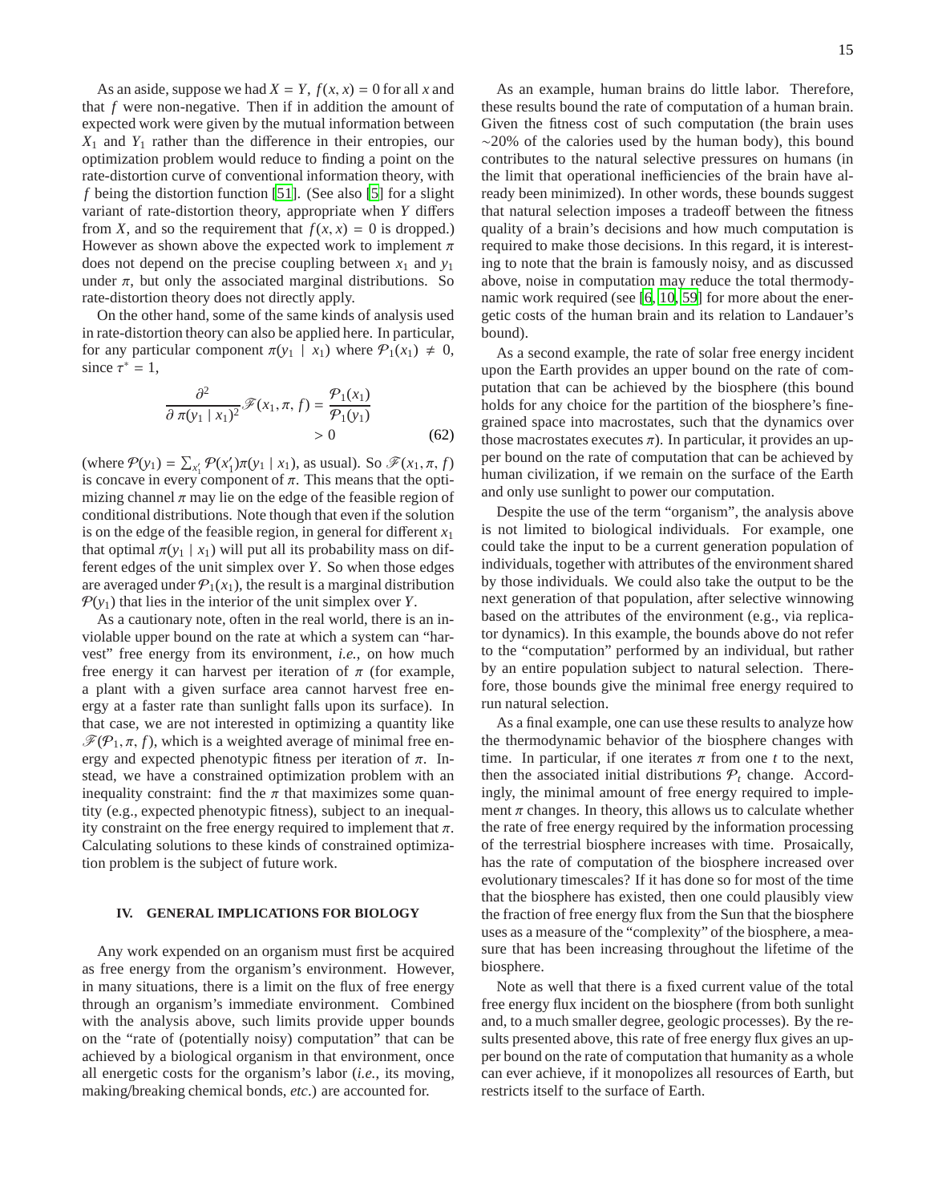As an aside, suppose we had $X = Y$, $f(x, x) = 0$ for all $x$ and that $f$ were non-negative. Then if in addition the amount of expected work were given by the mutual information between $X_1$ and $Y_1$ rather than the difference in their entropies, our optimization problem would reduce to finding a point on the rate-distortion curve of conventional information theory, with $f$ being the distortion function [51]. (See also [5] for a slight variant of rate-distortion theory, appropriate when $Y$ differs from $X$, and so the requirement that $f(x, x) = 0$ is dropped.) However as shown above the expected work to implement $\pi$ does not depend on the precise coupling between $x_1$ and $y_1$ under $\pi$, but only the associated marginal distributions. So rate-distortion theory does not directly apply.

On the other hand, some of the same kinds of analysis used in rate-distortion theory can also be applied here. In particular, for any particular component $\pi(y_1 \mid x_1)$ where $\mathcal{P}_1(x_1) \neq 0$, since $\tau^* = 1$,

$$\frac{\partial^2}{\partial\, \pi(y_1 \mid x_1)^2} \mathscr{F}(x_1, \pi, f) = \frac{\mathcal{P}_1(x_1)}{\mathcal{P}_1(y_1)} > 0 \tag{62}$$

(where $\mathcal{P}(y_1) = \sum_{x_1'} \mathcal{P}(x_1')\pi(y_1 \mid x_1)$, as usual). So $\mathscr{F}(x_1, \pi, f)$ is concave in every component of $\pi$. This means that the optimizing channel $\pi$ may lie on the edge of the feasible region of conditional distributions. Note though that even if the solution is on the edge of the feasible region, in general for different $x_1$ that optimal $\pi(y_1 \mid x_1)$ will put all its probability mass on different edges of the unit simplex over $Y$. So when those edges are averaged under $\mathcal{P}_1(x_1)$, the result is a marginal distribution $\mathcal{P}(y_1)$ that lies in the interior of the unit simplex over $Y$.

As a cautionary note, often in the real world, there is an inviolable upper bound on the rate at which a system can "harvest" free energy from its environment, *i.e.*, on how much free energy it can harvest per iteration of $\pi$ (for example, a plant with a given surface area cannot harvest free energy at a faster rate than sunlight falls upon its surface). In that case, we are not interested in optimizing a quantity like $\mathscr{F}(\mathcal{P}_1, \pi, f)$, which is a weighted average of minimal free energy and expected phenotypic fitness per iteration of $\pi$. Instead, we have a constrained optimization problem with an inequality constraint: find the $\pi$ that maximizes some quantity (e.g., expected phenotypic fitness), subject to an inequality constraint on the free energy required to implement that $\pi$. Calculating solutions to these kinds of constrained optimization problem is the subject of future work.

## IV. GENERAL IMPLICATIONS FOR BIOLOGY

Any work expended on an organism must first be acquired as free energy from the organism's environment. However, in many situations, there is a limit on the flux of free energy through an organism's immediate environment. Combined with the analysis above, such limits provide upper bounds on the "rate of (potentially noisy) computation" that can be achieved by a biological organism in that environment, once all energetic costs for the organism's labor (*i.e.*, its moving, making/breaking chemical bonds, *etc*.) are accounted for.

As an example, human brains do little labor. Therefore, these results bound the rate of computation of a human brain. Given the fitness cost of such computation (the brain uses ~20% of the calories used by the human body), this bound contributes to the natural selective pressures on humans (in the limit that operational inefficiencies of the brain have already been minimized). In other words, these bounds suggest that natural selection imposes a tradeoff between the fitness quality of a brain's decisions and how much computation is required to make those decisions. In this regard, it is interesting to note that the brain is famously noisy, and as discussed above, noise in computation may reduce the total thermodynamic work required (see [6, 10, 59] for more about the energetic costs of the human brain and its relation to Landauer's bound).

As a second example, the rate of solar free energy incident upon the Earth provides an upper bound on the rate of computation that can be achieved by the biosphere (this bound holds for any choice for the partition of the biosphere's fine-grained space into macrostates, such that the dynamics over those macrostates executes $\pi$). In particular, it provides an upper bound on the rate of computation that can be achieved by human civilization, if we remain on the surface of the Earth and only use sunlight to power our computation.

Despite the use of the term "organism", the analysis above is not limited to biological individuals. For example, one could take the input to be a current generation population of individuals, together with attributes of the environment shared by those individuals. We could also take the output to be the next generation of that population, after selective winnowing based on the attributes of the environment (e.g., via replicator dynamics). In this example, the bounds above do not refer to the "computation" performed by an individual, but rather by an entire population subject to natural selection. Therefore, those bounds give the minimal free energy required to run natural selection.

As a final example, one can use these results to analyze how the thermodynamic behavior of the biosphere changes with time. In particular, if one iterates $\pi$ from one $t$ to the next, then the associated initial distributions $\mathcal{P}_t$ change. Accordingly, the minimal amount of free energy required to implement $\pi$ changes. In theory, this allows us to calculate whether the rate of free energy required by the information processing of the terrestrial biosphere increases with time. Prosaically, has the rate of computation of the biosphere increased over evolutionary timescales? If it has done so for most of the time that the biosphere has existed, then one could plausibly view the fraction of free energy flux from the Sun that the biosphere uses as a measure of the "complexity" of the biosphere, a measure that has been increasing throughout the lifetime of the biosphere.

Note as well that there is a fixed current value of the total free energy flux incident on the biosphere (from both sunlight and, to a much smaller degree, geologic processes). By the results presented above, this rate of free energy flux gives an upper bound on the rate of computation that humanity as a whole can ever achieve, if it monopolizes all resources of Earth, but restricts itself to the surface of Earth.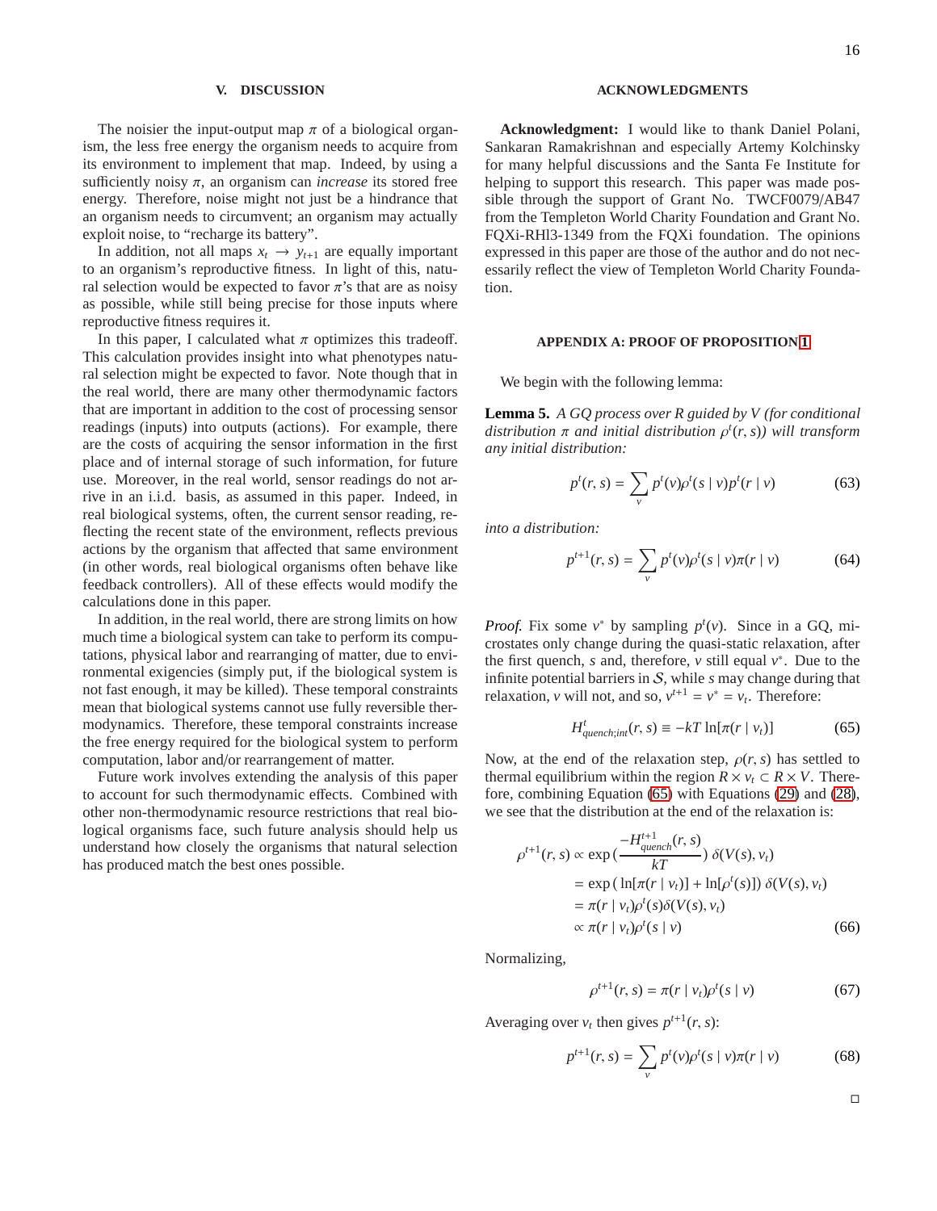## V. DISCUSSION

The noisier the input-output map $\pi$ of a biological organism, the less free energy the organism needs to acquire from its environment to implement that map. Indeed, by using a sufficiently noisy $\pi$, an organism can *increase* its stored free energy. Therefore, noise might not just be a hindrance that an organism needs to circumvent; an organism may actually exploit noise, to "recharge its battery".

In addition, not all maps $x_t \rightarrow y_{t+1}$ are equally important to an organism's reproductive fitness. In light of this, natural selection would be expected to favor $\pi$'s that are as noisy as possible, while still being precise for those inputs where reproductive fitness requires it.

In this paper, I calculated what $\pi$ optimizes this tradeoff. This calculation provides insight into what phenotypes natural selection might be expected to favor. Note though that in the real world, there are many other thermodynamic factors that are important in addition to the cost of processing sensor readings (inputs) into outputs (actions). For example, there are the costs of acquiring the sensor information in the first place and of internal storage of such information, for future use. Moreover, in the real world, sensor readings do not arrive in an i.i.d. basis, as assumed in this paper. Indeed, in real biological systems, often, the current sensor reading, reflecting the recent state of the environment, reflects previous actions by the organism that affected that same environment (in other words, real biological organisms often behave like feedback controllers). All of these effects would modify the calculations done in this paper.

In addition, in the real world, there are strong limits on how much time a biological system can take to perform its computations, physical labor and rearranging of matter, due to environmental exigencies (simply put, if the biological system is not fast enough, it may be killed). These temporal constraints mean that biological systems cannot use fully reversible thermodynamics. Therefore, these temporal constraints increase the free energy required for the biological system to perform computation, labor and/or rearrangement of matter.

Future work involves extending the analysis of this paper to account for such thermodynamic effects. Combined with other non-thermodynamic resource restrictions that real biological organisms face, such future analysis should help us understand how closely the organisms that natural selection has produced match the best ones possible.

## ACKNOWLEDGMENTS

**Acknowledgment:** I would like to thank Daniel Polani, Sankaran Ramakrishnan and especially Artemy Kolchinsky for many helpful discussions and the Santa Fe Institute for helping to support this research. This paper was made possible through the support of Grant No. TWCF0079/AB47 from the Templeton World Charity Foundation and Grant No. FQXi-RHl3-1349 from the FQXi foundation. The opinions expressed in this paper are those of the author and do not necessarily reflect the view of Templeton World Charity Foundation.

## APPENDIX A: PROOF OF PROPOSITION 1

We begin with the following lemma:

**Lemma 5.** *A GQ process over R guided by V (for conditional distribution $\pi$ and initial distribution $\rho^t(r,s)$) will transform any initial distribution:*

$$p^t(r,s) = \sum_v p^t(v)\rho^t(s \mid v)p^t(r \mid v) \tag{63}$$

*into a distribution:*

$$p^{t+1}(r,s) = \sum_v p^t(v)\rho^t(s \mid v)\pi(r \mid v) \tag{64}$$

*Proof.* Fix some $v^*$ by sampling $p^t(v)$. Since in a GQ, microstates only change during the quasi-static relaxation, after the first quench, $s$ and, therefore, $v$ still equal $v^*$. Due to the infinite potential barriers in $\mathcal{S}$, while $s$ may change during that relaxation, $v$ will not, and so, $v^{t+1} = v^* = v_t$. Therefore:

$$H^t_{quench;int}(r,s) \equiv -kT \ln[\pi(r \mid v_t)] \tag{65}$$

Now, at the end of the relaxation step, $\rho(r,s)$ has settled to thermal equilibrium within the region $R \times v_t \subset R \times V$. Therefore, combining Equation (65) with Equations (29) and (28), we see that the distribution at the end of the relaxation is:

$$\begin{aligned}
\rho^{t+1}(r,s) &\propto \exp\left(\frac{-H^{t+1}_{quench}(r,s)}{kT}\right) \delta(V(s), v_t) \\
&= \exp\left(\ln[\pi(r \mid v_t)] + \ln[\rho^t(s)]\right) \delta(V(s), v_t) \\
&= \pi(r \mid v_t)\rho^t(s)\delta(V(s), v_t) \\
&\propto \pi(r \mid v_t)\rho^t(s \mid v)
\end{aligned} \tag{66}$$

Normalizing,

$$\rho^{t+1}(r,s) = \pi(r \mid v_t)\rho^t(s \mid v) \tag{67}$$

Averaging over $v_t$ then gives $p^{t+1}(r,s)$:

$$p^{t+1}(r,s) = \sum_v p^t(v)\rho^t(s \mid v)\pi(r \mid v) \tag{68}$$

□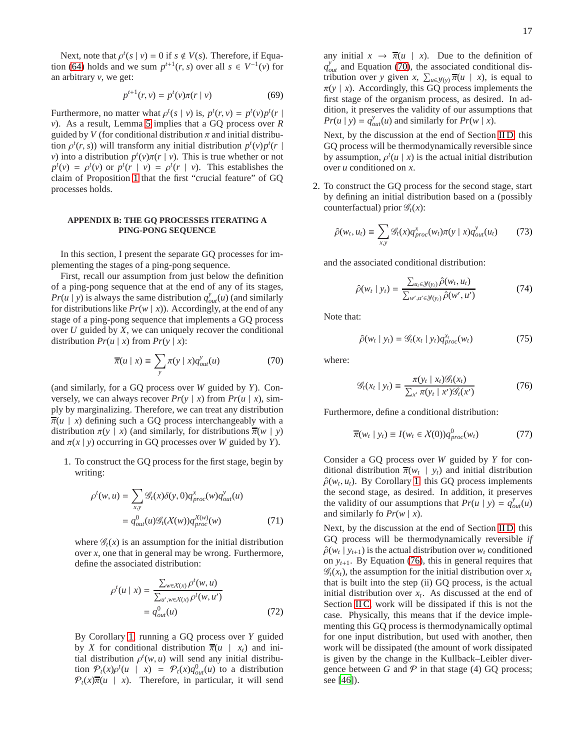Next, note that $\rho^t(s \mid v) = 0$ if $s \notin V(s)$. Therefore, if Equation (64) holds and we sum $p^{t+1}(r, s)$ over all $s \in V^{-1}(v)$ for an arbitrary $v$, we get:

$$p^{t+1}(r, v) = p^t(v)\pi(r \mid v) \tag{69}$$

Furthermore, no matter what $\rho^t(s \mid v)$ is, $p^t(r, v) = p^t(v)p^t(r \mid v)$. As a result, Lemma 5 implies that a GQ process over $R$ guided by $V$ (for conditional distribution $\pi$ and initial distribution $\rho^t(r, s)$) will transform any initial distribution $p^t(v)p^t(r \mid v)$ into a distribution $p^t(v)\pi(r \mid v)$. This is true whether or not $p^t(v) = \rho^t(v)$ or $p^t(r \mid v) = \rho^t(r \mid v)$. This establishes the claim of Proposition 1 that the first "crucial feature" of GQ processes holds.

## APPENDIX B: THE GQ PROCESSES ITERATING A PING-PONG SEQUENCE

In this section, I present the separate GQ processes for implementing the stages of a ping-pong sequence.

First, recall our assumption from just below the definition of a ping-pong sequence that at the end of any of its stages, $Pr(u \mid y)$ is always the same distribution $q^y_{out}(u)$ (and similarly for distributions like $Pr(w \mid x)$). Accordingly, at the end of any stage of a ping-pong sequence that implements a GQ process over $U$ guided by $X$, we can uniquely recover the conditional distribution $Pr(u \mid x)$ from $Pr(y \mid x)$:

$$\overline{\overline{\pi}}(u \mid x) \equiv \sum_y \pi(y \mid x)q^y_{out}(u) \tag{70}$$

(and similarly, for a GQ process over $W$ guided by $Y$). Conversely, we can always recover $Pr(y \mid x)$ from $Pr(u \mid x)$, simply by marginalizing. Therefore, we can treat any distribution $\overline{\overline{\pi}}(u \mid x)$ defining such a GQ process interchangeably with a distribution $\pi(y \mid x)$ (and similarly, for distributions $\overline{\overline{\pi}}(w \mid y)$ and $\pi(x \mid y)$ occurring in GQ processes over $W$ guided by $Y$).

1. To construct the GQ process for the first stage, begin by writing:

$$\begin{aligned}\rho^t(w, u) &= \sum_{x,y} \mathscr{G}_t(x)\delta(y, 0)q^x_{proc}(w)q^y_{out}(u) \\ &= q^0_{out}(u)\mathscr{G}_t(\mathcal{X}(w))q^{\mathcal{X}(w)}_{proc}(w)\end{aligned} \tag{71}$$

where $\mathscr{G}_t(x)$ is an assumption for the initial distribution over $x$, one that in general may be wrong. Furthermore, define the associated distribution:

$$\begin{aligned}\rho^t(u \mid x) &= \frac{\sum_{w \in \mathcal{X}(x)} \rho^t(w, u)}{\sum_{u', w \in \mathcal{X}(x)} \rho^t(w, u')} \\ &= q^0_{out}(u)\end{aligned} \tag{72}$$

By Corollary 1, running a GQ process over $Y$ guided by $X$ for conditional distribution $\overline{\overline{\pi}}(u \mid x_t)$ and initial distribution $\rho^t(w, u)$ will send any initial distribution $\mathcal{P}_t(x)\rho^t(u \mid x) = \mathcal{P}_t(x)q^0_{out}(u)$ to a distribution $\mathcal{P}_t(x)\overline{\overline{\pi}}(u \mid x)$. Therefore, in particular, it will send any initial $x \rightarrow \overline{\overline{\pi}}(u \mid x)$. Due to the definition of $q^y_{out}$ and Equation (70), the associated conditional distribution over $y$ given $x$, $\sum_{u \in \mathcal{Y}(y)} \overline{\overline{\pi}}(u \mid x)$, is equal to $\pi(y \mid x)$. Accordingly, this GQ process implements the first stage of the organism process, as desired. In addition, it preserves the validity of our assumptions that $Pr(u \mid y) = q^y_{out}(u)$ and similarly for $Pr(w \mid x)$.

   Next, by the discussion at the end of Section II D, this GQ process will be thermodynamically reversible since by assumption, $\rho^t(u \mid x)$ is the actual initial distribution over $u$ conditioned on $x$.

2. To construct the GQ process for the second stage, start by defining an initial distribution based on a (possibly counterfactual) prior $\mathscr{G}_t(x)$:

$$\hat{\rho}(w_t, u_t) \equiv \sum_{x,y} \mathscr{G}_t(x)q^x_{proc}(w_t)\pi(y \mid x)q^y_{out}(u_t) \tag{73}$$

   and the associated conditional distribution:

$$\hat{\rho}(w_t \mid y_t) = \frac{\sum_{u_t \in \mathcal{Y}(y_t)} \hat{\rho}(w_t, u_t)}{\sum_{w', u' \in \mathcal{Y}(y_t)} \hat{\rho}(w', u')} \tag{74}$$

   Note that:

$$\hat{\rho}(w_t \mid y_t) = \mathscr{G}_t(x_t \mid y_t)q^{x_t}_{proc}(w_t) \tag{75}$$

   where:

$$\mathscr{G}_t(x_t \mid y_t) \equiv \frac{\pi(y_t \mid x_t)\mathscr{G}_t(x_t)}{\sum_{x'} \pi(y_t \mid x')\mathscr{G}_t(x')} \tag{76}$$

   Furthermore, define a conditional distribution:

$$\overline{\overline{\pi}}(w_t \mid y_t) \equiv I(w_t \in \mathcal{X}(0))q^0_{proc}(w_t) \tag{77}$$

   Consider a GQ process over $W$ guided by $Y$ for conditional distribution $\overline{\overline{\pi}}(w_t \mid y_t)$ and initial distribution $\hat{\rho}(w_t, u_t)$. By Corollary 1, this GQ process implements the second stage, as desired. In addition, it preserves the validity of our assumptions that $Pr(u \mid y) = q^y_{out}(u)$ and similarly fo $Pr(w \mid x)$.

   Next, by the discussion at the end of Section II D, this GQ process will be thermodynamically reversible *if* $\hat{\rho}(w_t \mid y_{t+1})$ is the actual distribution over $w_t$ conditioned on $y_{t+1}$. By Equation (76), this in general requires that $\mathscr{G}_t(x_t)$, the assumption for the initial distribution over $x_t$ that is built into the step (ii) GQ process, is the actual initial distribution over $x_t$. As discussed at the end of Section II C, work will be dissipated if this is not the case. Physically, this means that if the device implementing this GQ process is thermodynamically optimal for one input distribution, but used with another, then work will be dissipated (the amount of work dissipated is given by the change in the Kullback–Leibler divergence between $G$ and $\mathcal{P}$ in that stage (4) GQ process; see [46]).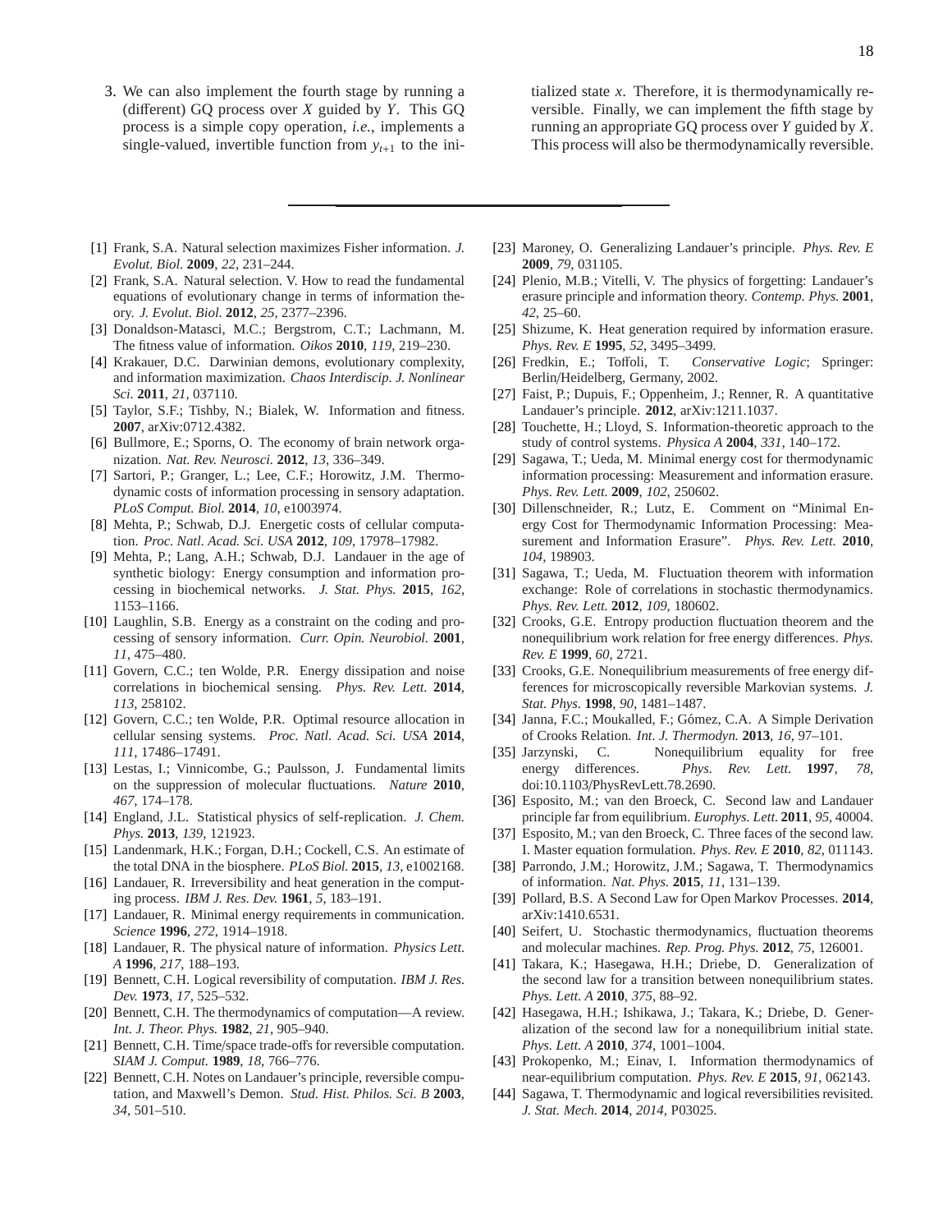3. We can also implement the fourth stage by running a (different) GQ process over $X$ guided by $Y$. This GQ process is a simple copy operation, *i.e.*, implements a single-valued, invertible function from $y_{t+1}$ to the initialized state $x$. Therefore, it is thermodynamically reversible. Finally, we can implement the fifth stage by running an appropriate GQ process over $Y$ guided by $X$. This process will also be thermodynamically reversible.

---

[1] Frank, S.A. Natural selection maximizes Fisher information. *J. Evolut. Biol.* **2009**, *22*, 231–244.

[2] Frank, S.A. Natural selection. V. How to read the fundamental equations of evolutionary change in terms of information theory. *J. Evolut. Biol.* **2012**, *25*, 2377–2396.

[3] Donaldson-Matasci, M.C.; Bergstrom, C.T.; Lachmann, M. The fitness value of information. *Oikos* **2010**, *119*, 219–230.

[4] Krakauer, D.C. Darwinian demons, evolutionary complexity, and information maximization. *Chaos Interdiscip. J. Nonlinear Sci.* **2011**, *21*, 037110.

[5] Taylor, S.F.; Tishby, N.; Bialek, W. Information and fitness. **2007**, arXiv:0712.4382.

[6] Bullmore, E.; Sporns, O. The economy of brain network organization. *Nat. Rev. Neurosci.* **2012**, *13*, 336–349.

[7] Sartori, P.; Granger, L.; Lee, C.F.; Horowitz, J.M. Thermodynamic costs of information processing in sensory adaptation. *PLoS Comput. Biol.* **2014**, *10*, e1003974.

[8] Mehta, P.; Schwab, D.J. Energetic costs of cellular computation. *Proc. Natl. Acad. Sci. USA* **2012**, *109*, 17978–17982.

[9] Mehta, P.; Lang, A.H.; Schwab, D.J. Landauer in the age of synthetic biology: Energy consumption and information processing in biochemical networks. *J. Stat. Phys.* **2015**, *162*, 1153–1166.

[10] Laughlin, S.B. Energy as a constraint on the coding and processing of sensory information. *Curr. Opin. Neurobiol.* **2001**, *11*, 475–480.

[11] Govern, C.C.; ten Wolde, P.R. Energy dissipation and noise correlations in biochemical sensing. *Phys. Rev. Lett.* **2014**, *113*, 258102.

[12] Govern, C.C.; ten Wolde, P.R. Optimal resource allocation in cellular sensing systems. *Proc. Natl. Acad. Sci. USA* **2014**, *111*, 17486–17491.

[13] Lestas, I.; Vinnicombe, G.; Paulsson, J. Fundamental limits on the suppression of molecular fluctuations. *Nature* **2010**, *467*, 174–178.

[14] England, J.L. Statistical physics of self-replication. *J. Chem. Phys.* **2013**, *139*, 121923.

[15] Landenmark, H.K.; Forgan, D.H.; Cockell, C.S. An estimate of the total DNA in the biosphere. *PLoS Biol.* **2015**, *13*, e1002168.

[16] Landauer, R. Irreversibility and heat generation in the computing process. *IBM J. Res. Dev.* **1961**, *5*, 183–191.

[17] Landauer, R. Minimal energy requirements in communication. *Science* **1996**, *272*, 1914–1918.

[18] Landauer, R. The physical nature of information. *Physics Lett. A* **1996**, *217*, 188–193.

[19] Bennett, C.H. Logical reversibility of computation. *IBM J. Res. Dev.* **1973**, *17*, 525–532.

[20] Bennett, C.H. The thermodynamics of computation—A review. *Int. J. Theor. Phys.* **1982**, *21*, 905–940.

[21] Bennett, C.H. Time/space trade-offs for reversible computation. *SIAM J. Comput.* **1989**, *18*, 766–776.

[22] Bennett, C.H. Notes on Landauer's principle, reversible computation, and Maxwell's Demon. *Stud. Hist. Philos. Sci. B* **2003**, *34*, 501–510.

[23] Maroney, O. Generalizing Landauer's principle. *Phys. Rev. E* **2009**, *79*, 031105.

[24] Plenio, M.B.; Vitelli, V. The physics of forgetting: Landauer's erasure principle and information theory. *Contemp. Phys.* **2001**, *42*, 25–60.

[25] Shizume, K. Heat generation required by information erasure. *Phys. Rev. E* **1995**, *52*, 3495–3499.

[26] Fredkin, E.; Toffoli, T. *Conservative Logic*; Springer: Berlin/Heidelberg, Germany, 2002.

[27] Faist, P.; Dupuis, F.; Oppenheim, J.; Renner, R. A quantitative Landauer's principle. **2012**, arXiv:1211.1037.

[28] Touchette, H.; Lloyd, S. Information-theoretic approach to the study of control systems. *Physica A* **2004**, *331*, 140–172.

[29] Sagawa, T.; Ueda, M. Minimal energy cost for thermodynamic information processing: Measurement and information erasure. *Phys. Rev. Lett.* **2009**, *102*, 250602.

[30] Dillenschneider, R.; Lutz, E. Comment on "Minimal Energy Cost for Thermodynamic Information Processing: Measurement and Information Erasure". *Phys. Rev. Lett.* **2010**, *104*, 198903.

[31] Sagawa, T.; Ueda, M. Fluctuation theorem with information exchange: Role of correlations in stochastic thermodynamics. *Phys. Rev. Lett.* **2012**, *109*, 180602.

[32] Crooks, G.E. Entropy production fluctuation theorem and the nonequilibrium work relation for free energy differences. *Phys. Rev. E* **1999**, *60*, 2721.

[33] Crooks, G.E. Nonequilibrium measurements of free energy differences for microscopically reversible Markovian systems. *J. Stat. Phys.* **1998**, *90*, 1481–1487.

[34] Janna, F.C.; Moukalled, F.; Gómez, C.A. A Simple Derivation of Crooks Relation. *Int. J. Thermodyn.* **2013**, *16*, 97–101.

[35] Jarzynski, C. Nonequilibrium equality for free energy differences. *Phys. Rev. Lett.* **1997**, *78*, doi:10.1103/PhysRevLett.78.2690.

[36] Esposito, M.; van den Broeck, C. Second law and Landauer principle far from equilibrium. *Europhys. Lett.* **2011**, *95*, 40004.

[37] Esposito, M.; van den Broeck, C. Three faces of the second law. I. Master equation formulation. *Phys. Rev. E* **2010**, *82*, 011143.

[38] Parrondo, J.M.; Horowitz, J.M.; Sagawa, T. Thermodynamics of information. *Nat. Phys.* **2015**, *11*, 131–139.

[39] Pollard, B.S. A Second Law for Open Markov Processes. **2014**, arXiv:1410.6531.

[40] Seifert, U. Stochastic thermodynamics, fluctuation theorems and molecular machines. *Rep. Prog. Phys.* **2012**, *75*, 126001.

[41] Takara, K.; Hasegawa, H.H.; Driebe, D. Generalization of the second law for a transition between nonequilibrium states. *Phys. Lett. A* **2010**, *375*, 88–92.

[42] Hasegawa, H.H.; Ishikawa, J.; Takara, K.; Driebe, D. Generalization of the second law for a nonequilibrium initial state. *Phys. Lett. A* **2010**, *374*, 1001–1004.

[43] Prokopenko, M.; Einav, I. Information thermodynamics of near-equilibrium computation. *Phys. Rev. E* **2015**, *91*, 062143.

[44] Sagawa, T. Thermodynamic and logical reversibilities revisited. *J. Stat. Mech.* **2014**, *2014*, P03025.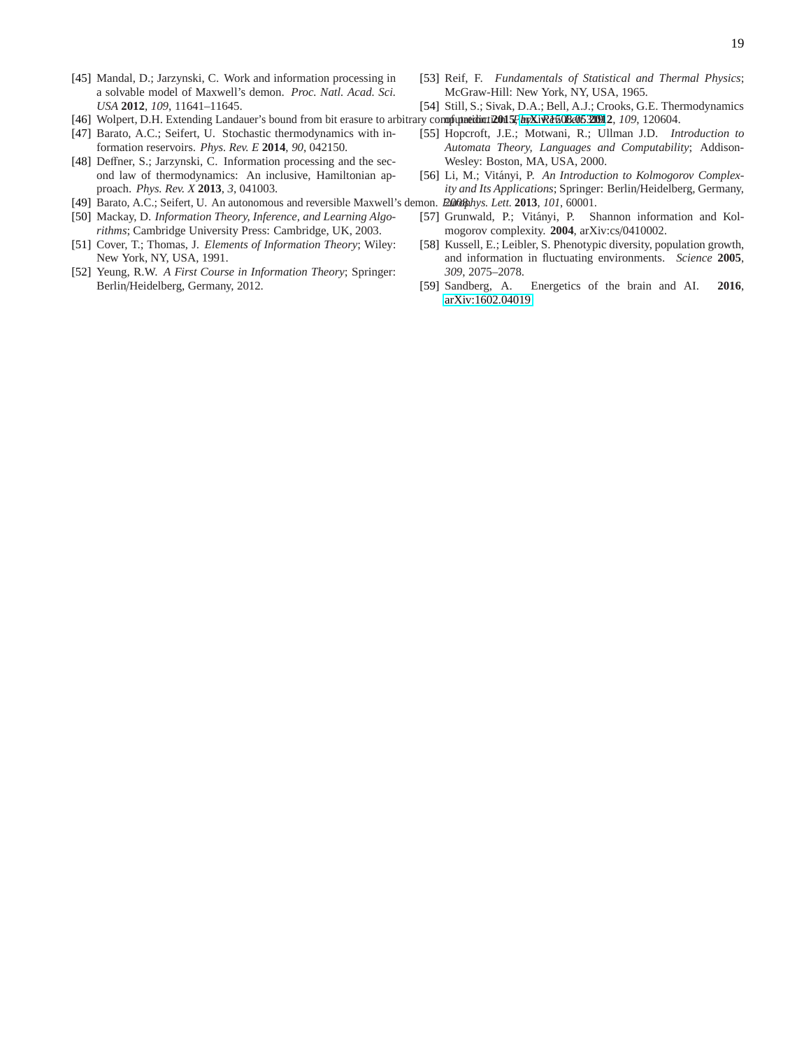- [45] Mandal, D.; Jarzynski, C. Work and information processing in a solvable model of Maxwell's demon. *Proc. Natl. Acad. Sci. USA* **2012**, *109*, 11641–11645.
- [46] Wolpert, D.H. Extending Landauer's bound from bit erasure to arbitrary computation. **2015**, arXiv:1508.05319.
- [47] Barato, A.C.; Seifert, U. Stochastic thermodynamics with information reservoirs. *Phys. Rev. E* **2014**, *90*, 042150.
- [48] Deffner, S.; Jarzynski, C. Information processing and the second law of thermodynamics: An inclusive, Hamiltonian approach. *Phys. Rev. X* **2013**, *3*, 041003.
- [49] Barato, A.C.; Seifert, U. An autonomous and reversible Maxwell's demon. *Europhys. Lett.* **2013**, *101*, 60001.
- [50] Mackay, D. *Information Theory, Inference, and Learning Algorithms*; Cambridge University Press: Cambridge, UK, 2003.
- [51] Cover, T.; Thomas, J. *Elements of Information Theory*; Wiley: New York, NY, USA, 1991.
- [52] Yeung, R.W. *A First Course in Information Theory*; Springer: Berlin/Heidelberg, Germany, 2012.
- [53] Reif, F. *Fundamentals of Statistical and Thermal Physics*; McGraw-Hill: New York, NY, USA, 1965.
- [54] Still, S.; Sivak, D.A.; Bell, A.J.; Crooks, G.E. Thermodynamics of prediction. *Phys. Rev. Lett.* **2012**, *109*, 120604.
- [55] Hopcroft, J.E.; Motwani, R.; Ullman J.D. *Introduction to Automata Theory, Languages and Computability*; Addison-Wesley: Boston, MA, USA, 2000.
- [56] Li, M.; Vitányi, P. *An Introduction to Kolmogorov Complexity and Its Applications*; Springer: Berlin/Heidelberg, Germany, 2008.
- [57] Grunwald, P.; Vitányi, P. Shannon information and Kolmogorov complexity. **2004**, arXiv:cs/0410002.
- [58] Kussell, E.; Leibler, S. Phenotypic diversity, population growth, and information in fluctuating environments. *Science* **2005**, *309*, 2075–2078.
- [59] Sandberg, A. Energetics of the brain and AI. **2016**, arXiv:1602.04019.